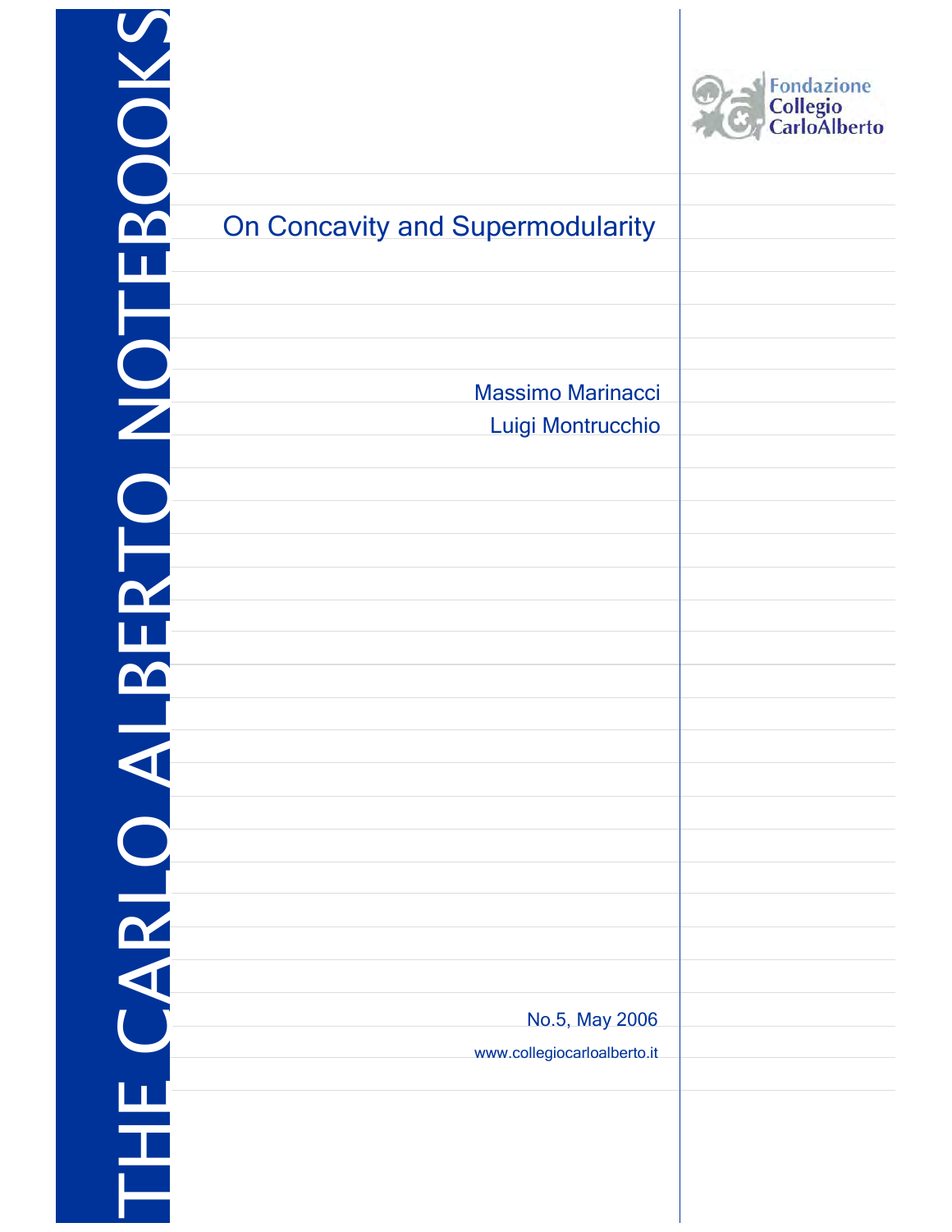THE CARLO ALBERTO NOTEBOOKS

Fondazione Collegio CarloAlberto

# On Concavity and Supermodularity

Massimo Marinacci

Luigi Montrucchio

No.5, May 2006

www.collegiocarloalberto.it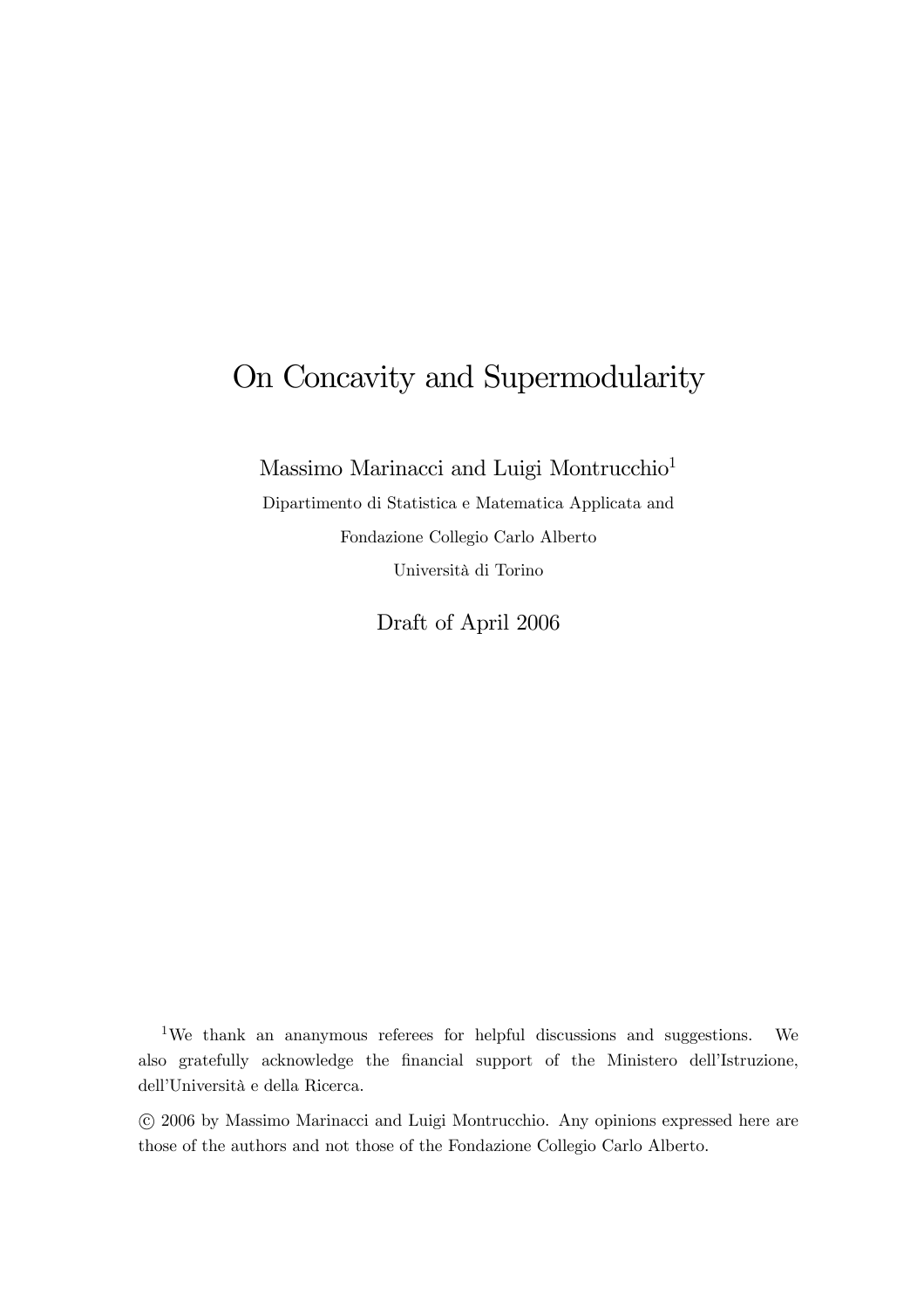# On Concavity and Supermodularity

Massimo Marinacci and Luigi Montrucchio[1]

Dipartimento di Statistica e Matematica Applicata and

Fondazione Collegio Carlo Alberto

Università di Torino

Draft of April 2006

[1]We thank an ananymous referees for helpful discussions and suggestions. We also gratefully acknowledge the financial support of the Ministero dell'Istruzione, dell'Università e della Ricerca.

© 2006 by Massimo Marinacci and Luigi Montrucchio. Any opinions expressed here are those of the authors and not those of the Fondazione Collegio Carlo Alberto.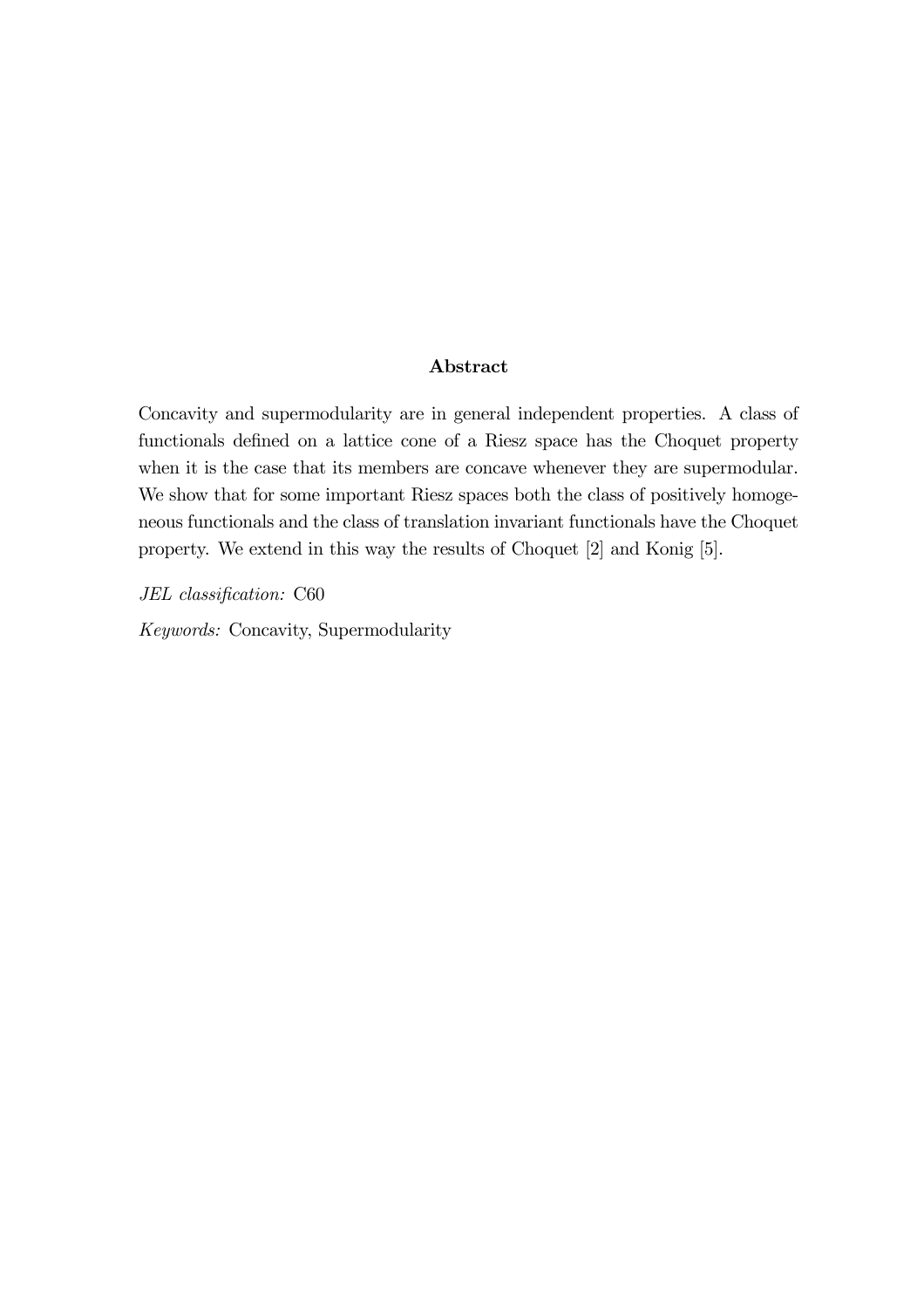## Abstract

Concavity and supermodularity are in general independent properties. A class of functionals defined on a lattice cone of a Riesz space has the Choquet property when it is the case that its members are concave whenever they are supermodular. We show that for some important Riesz spaces both the class of positively homogeneous functionals and the class of translation invariant functionals have the Choquet property. We extend in this way the results of Choquet [2] and Konig [5].

*JEL classification:* C60

*Keywords:* Concavity, Supermodularity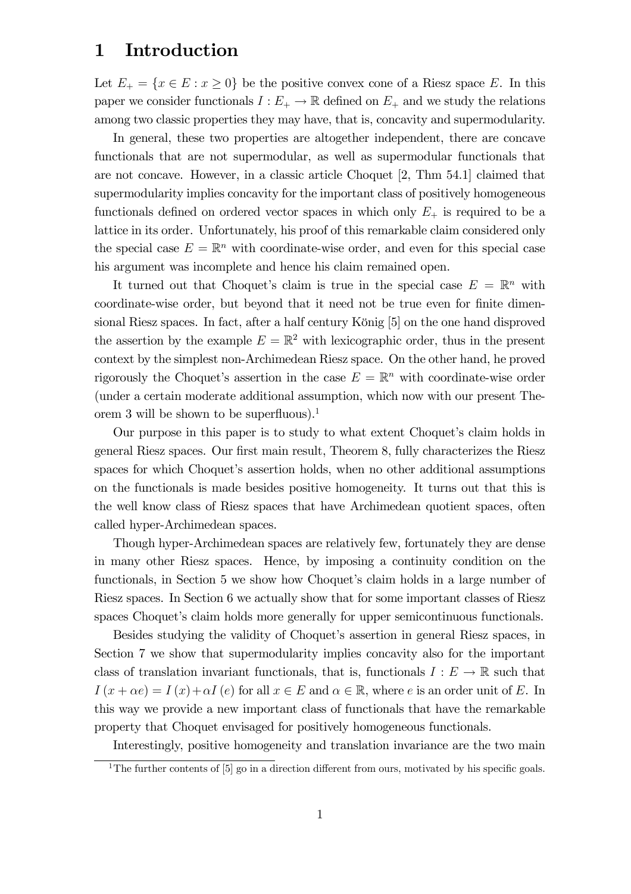# 1 Introduction

Let $E_+ = \{x \in E : x \geq 0\}$ be the positive convex cone of a Riesz space $E$. In this paper we consider functionals $I : E_+ \to \mathbb{R}$ defined on $E_+$ and we study the relations among two classic properties they may have, that is, concavity and supermodularity.

In general, these two properties are altogether independent, there are concave functionals that are not supermodular, as well as supermodular functionals that are not concave. However, in a classic article Choquet [2, Thm 54.1] claimed that supermodularity implies concavity for the important class of positively homogeneous functionals defined on ordered vector spaces in which only $E_+$ is required to be a lattice in its order. Unfortunately, his proof of this remarkable claim considered only the special case $E = \mathbb{R}^n$ with coordinate-wise order, and even for this special case his argument was incomplete and hence his claim remained open.

It turned out that Choquet's claim is true in the special case $E = \mathbb{R}^n$ with coordinate-wise order, but beyond that it need not be true even for finite dimensional Riesz spaces. In fact, after a half century König [5] on the one hand disproved the assertion by the example $E = \mathbb{R}^2$ with lexicographic order, thus in the present context by the simplest non-Archimedean Riesz space. On the other hand, he proved rigorously the Choquet's assertion in the case $E = \mathbb{R}^n$ with coordinate-wise order (under a certain moderate additional assumption, which now with our present Theorem 3 will be shown to be superfluous).[1]

Our purpose in this paper is to study to what extent Choquet's claim holds in general Riesz spaces. Our first main result, Theorem 8, fully characterizes the Riesz spaces for which Choquet's assertion holds, when no other additional assumptions on the functionals is made besides positive homogeneity. It turns out that this is the well know class of Riesz spaces that have Archimedean quotient spaces, often called hyper-Archimedean spaces.

Though hyper-Archimedean spaces are relatively few, fortunately they are dense in many other Riesz spaces. Hence, by imposing a continuity condition on the functionals, in Section 5 we show how Choquet's claim holds in a large number of Riesz spaces. In Section 6 we actually show that for some important classes of Riesz spaces Choquet's claim holds more generally for upper semicontinuous functionals.

Besides studying the validity of Choquet's assertion in general Riesz spaces, in Section 7 we show that supermodularity implies concavity also for the important class of translation invariant functionals, that is, functionals $I : E \to \mathbb{R}$ such that $I(x + \alpha e) = I(x) + \alpha I(e)$ for all $x \in E$ and $\alpha \in \mathbb{R}$, where $e$ is an order unit of $E$. In this way we provide a new important class of functionals that have the remarkable property that Choquet envisaged for positively homogeneous functionals.

Interestingly, positive homogeneity and translation invariance are the two main

[1] The further contents of [5] go in a direction different from ours, motivated by his specific goals.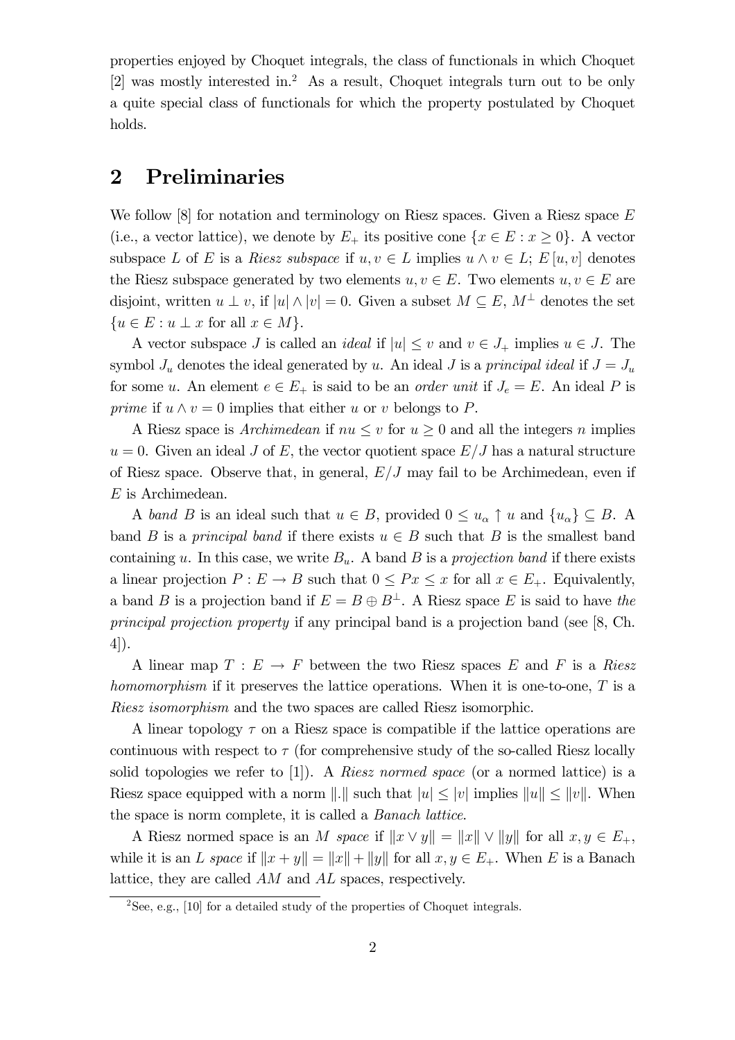properties enjoyed by Choquet integrals, the class of functionals in which Choquet [2] was mostly interested in.[2] As a result, Choquet integrals turn out to be only a quite special class of functionals for which the property postulated by Choquet holds.

## 2 Preliminaries

We follow [8] for notation and terminology on Riesz spaces. Given a Riesz space $E$ (i.e., a vector lattice), we denote by $E_+$ its positive cone $\{x \in E : x \geq 0\}$. A vector subspace $L$ of $E$ is a *Riesz subspace* if $u, v \in L$ implies $u \wedge v \in L$; $E[u, v]$ denotes the Riesz subspace generated by two elements $u, v \in E$. Two elements $u, v \in E$ are disjoint, written $u \perp v$, if $|u| \wedge |v| = 0$. Given a subset $M \subseteq E$, $M^{\perp}$ denotes the set $\{u \in E : u \perp x \text{ for all } x \in M\}$.

A vector subspace $J$ is called an *ideal* if $|u| \leq v$ and $v \in J_+$ implies $u \in J$. The symbol $J_u$ denotes the ideal generated by $u$. An ideal $J$ is a *principal ideal* if $J = J_u$ for some $u$. An element $e \in E_+$ is said to be an *order unit* if $J_e = E$. An ideal $P$ is *prime* if $u \wedge v = 0$ implies that either $u$ or $v$ belongs to $P$.

A Riesz space is *Archimedean* if $nu \leq v$ for $u \geq 0$ and all the integers $n$ implies $u = 0$. Given an ideal $J$ of $E$, the vector quotient space $E/J$ has a natural structure of Riesz space. Observe that, in general, $E/J$ may fail to be Archimedean, even if $E$ is Archimedean.

A *band* $B$ is an ideal such that $u \in B$, provided $0 \leq u_\alpha \uparrow u$ and $\{u_\alpha\} \subseteq B$. A band $B$ is a *principal band* if there exists $u \in B$ such that $B$ is the smallest band containing $u$. In this case, we write $B_u$. A band $B$ is a *projection band* if there exists a linear projection $P : E \to B$ such that $0 \leq Px \leq x$ for all $x \in E_+$. Equivalently, a band $B$ is a projection band if $E = B \oplus B^{\perp}$. A Riesz space $E$ is said to have *the principal projection property* if any principal band is a projection band (see [8, Ch. 4]).

A linear map $T : E \to F$ between the two Riesz spaces $E$ and $F$ is a *Riesz homomorphism* if it preserves the lattice operations. When it is one-to-one, $T$ is a *Riesz isomorphism* and the two spaces are called Riesz isomorphic.

A linear topology $\tau$ on a Riesz space is compatible if the lattice operations are continuous with respect to $\tau$ (for comprehensive study of the so-called Riesz locally solid topologies we refer to [1]). A *Riesz normed space* (or a normed lattice) is a Riesz space equipped with a norm $\|.\|$ such that $|u| \leq |v|$ implies $\|u\| \leq \|v\|$. When the space is norm complete, it is called a *Banach lattice*.

A Riesz normed space is an *M space* if $\|x \vee y\| = \|x\| \vee \|y\|$ for all $x, y \in E_+$, while it is an *L space* if $\|x + y\| = \|x\| + \|y\|$ for all $x, y \in E_+$. When $E$ is a Banach lattice, they are called *AM* and *AL* spaces, respectively.

[2] See, e.g., [10] for a detailed study of the properties of Choquet integrals.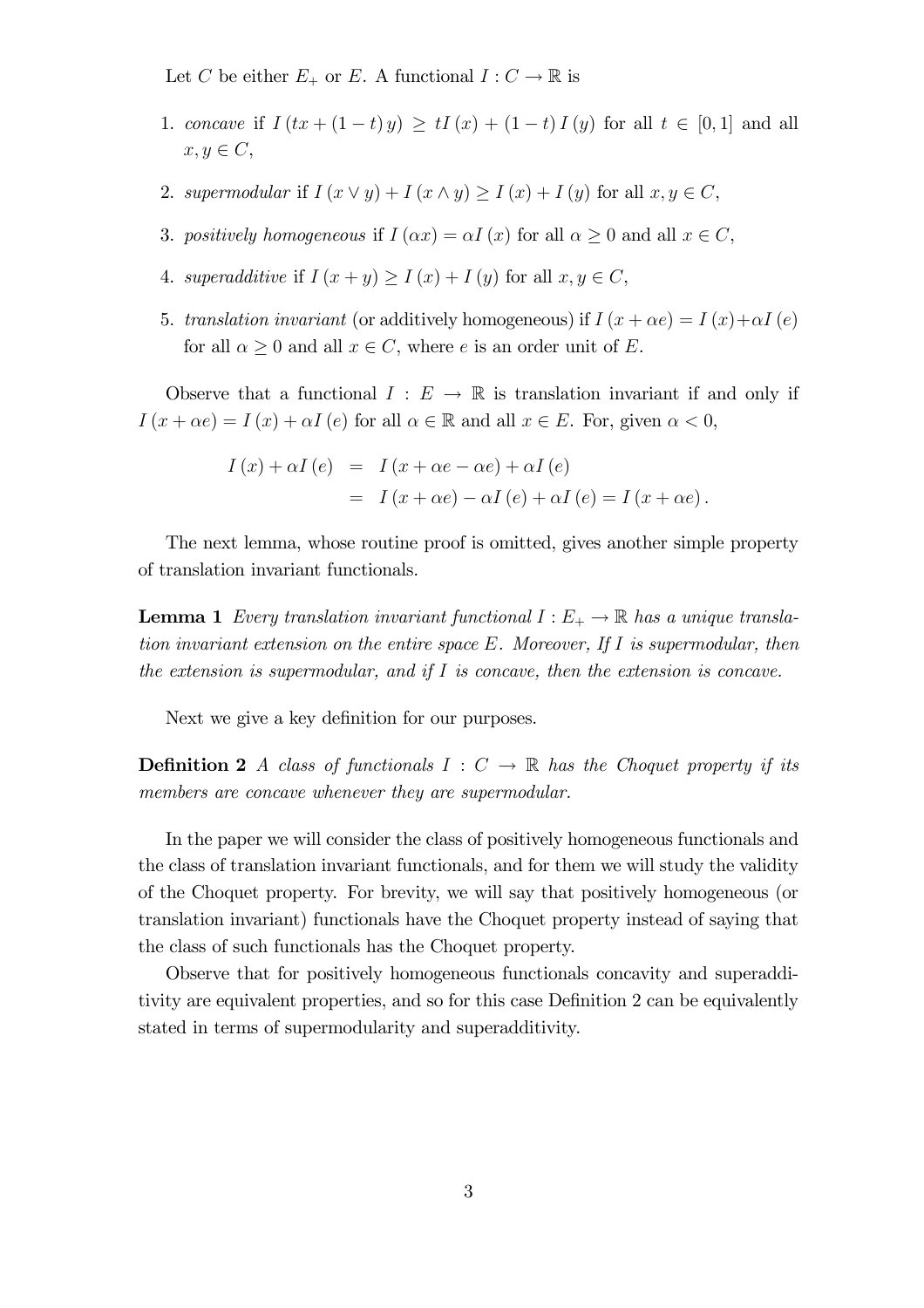Let $C$ be either $E_+$ or $E$. A functional $I : C \to \mathbb{R}$ is

1. *concave* if $I(tx + (1-t)y) \geq tI(x) + (1-t)I(y)$ for all $t \in [0,1]$ and all $x, y \in C$,
2. *supermodular* if $I(x \vee y) + I(x \wedge y) \geq I(x) + I(y)$ for all $x, y \in C$,
3. *positively homogeneous* if $I(\alpha x) = \alpha I(x)$ for all $\alpha \geq 0$ and all $x \in C$,
4. *superadditive* if $I(x + y) \geq I(x) + I(y)$ for all $x, y \in C$,
5. *translation invariant* (or additively homogeneous) if $I(x + \alpha e) = I(x) + \alpha I(e)$ for all $\alpha \geq 0$ and all $x \in C$, where $e$ is an order unit of $E$.

Observe that a functional $I : E \to \mathbb{R}$ is translation invariant if and only if $I(x + \alpha e) = I(x) + \alpha I(e)$ for all $\alpha \in \mathbb{R}$ and all $x \in E$. For, given $\alpha < 0$,

$$
\begin{aligned}
I(x) + \alpha I(e) &= I(x + \alpha e - \alpha e) + \alpha I(e) \\
&= I(x + \alpha e) - \alpha I(e) + \alpha I(e) = I(x + \alpha e).
\end{aligned}
$$

The next lemma, whose routine proof is omitted, gives another simple property of translation invariant functionals.

**Lemma 1** *Every translation invariant functional $I : E_+ \to \mathbb{R}$ has a unique translation invariant extension on the entire space $E$. Moreover, If $I$ is supermodular, then the extension is supermodular, and if $I$ is concave, then the extension is concave.*

Next we give a key definition for our purposes.

**Definition 2** *A class of functionals $I : C \to \mathbb{R}$ has the Choquet property if its members are concave whenever they are supermodular.*

In the paper we will consider the class of positively homogeneous functionals and the class of translation invariant functionals, and for them we will study the validity of the Choquet property. For brevity, we will say that positively homogeneous (or translation invariant) functionals have the Choquet property instead of saying that the class of such functionals has the Choquet property.

Observe that for positively homogeneous functionals concavity and superadditivity are equivalent properties, and so for this case Definition 2 can be equivalently stated in terms of supermodularity and superadditivity.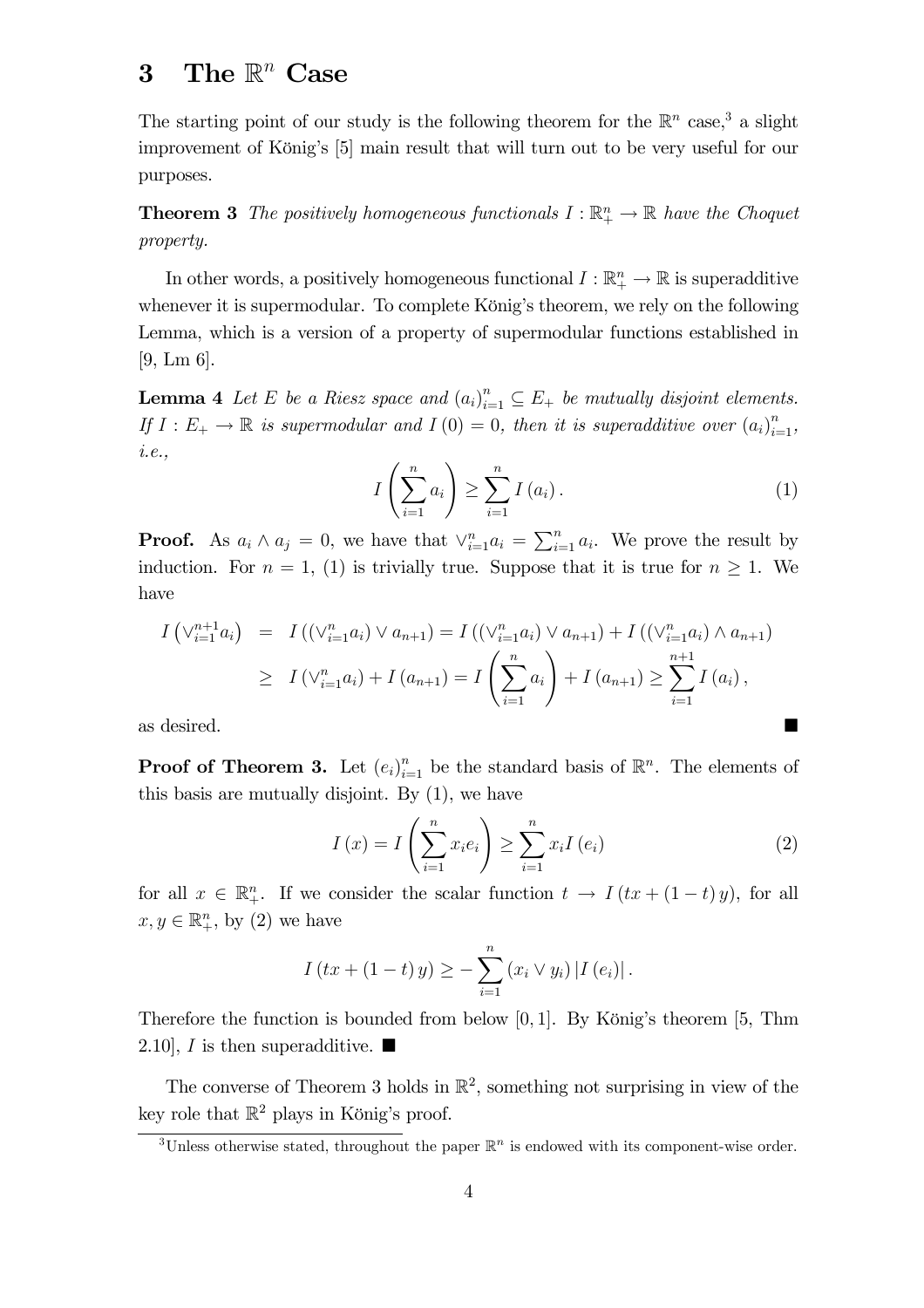# 3 The $\mathbb{R}^n$ Case

The starting point of our study is the following theorem for the $\mathbb{R}^n$ case,[3] a slight improvement of König's [5] main result that will turn out to be very useful for our purposes.

**Theorem 3** *The positively homogeneous functionals $I : \mathbb{R}^n_+ \to \mathbb{R}$ have the Choquet property.*

In other words, a positively homogeneous functional $I : \mathbb{R}^n_+ \to \mathbb{R}$ is superadditive whenever it is supermodular. To complete König's theorem, we rely on the following Lemma, which is a version of a property of supermodular functions established in [9, Lm 6].

**Lemma 4** *Let $E$ be a Riesz space and $(a_i)_{i=1}^n \subseteq E_+$ be mutually disjoint elements. If $I : E_+ \to \mathbb{R}$ is supermodular and $I(0) = 0$, then it is superadditive over $(a_i)_{i=1}^n$, i.e.,*

$$I\left(\sum_{i=1}^n a_i\right) \geq \sum_{i=1}^n I(a_i). \tag{1}$$

**Proof.** As $a_i \wedge a_j = 0$, we have that $\vee_{i=1}^n a_i = \sum_{i=1}^n a_i$. We prove the result by induction. For $n = 1$, (1) is trivially true. Suppose that it is true for $n \geq 1$. We have

$$\begin{aligned}
I\left(\vee_{i=1}^{n+1} a_i\right) &= I\left(\left(\vee_{i=1}^n a_i\right) \vee a_{n+1}\right) = I\left(\left(\vee_{i=1}^n a_i\right) \vee a_{n+1}\right) + I\left(\left(\vee_{i=1}^n a_i\right) \wedge a_{n+1}\right) \\
&\geq I\left(\vee_{i=1}^n a_i\right) + I(a_{n+1}) = I\left(\sum_{i=1}^n a_i\right) + I(a_{n+1}) \geq \sum_{i=1}^{n+1} I(a_i),
\end{aligned}$$

as desired. ■

**Proof of Theorem 3.** Let $(e_i)_{i=1}^n$ be the standard basis of $\mathbb{R}^n$. The elements of this basis are mutually disjoint. By (1), we have

$$I(x) = I\left(\sum_{i=1}^n x_i e_i\right) \geq \sum_{i=1}^n x_i I(e_i) \tag{2}$$

for all $x \in \mathbb{R}^n_+$. If we consider the scalar function $t \to I(tx + (1-t)y)$, for all $x, y \in \mathbb{R}^n_+$, by (2) we have

$$I(tx + (1-t)y) \geq -\sum_{i=1}^n (x_i \vee y_i) |I(e_i)|.$$

Therefore the function is bounded from below $[0, 1]$. By König's theorem [5, Thm 2.10], $I$ is then superadditive. ■

The converse of Theorem 3 holds in $\mathbb{R}^2$, something not surprising in view of the key role that $\mathbb{R}^2$ plays in König's proof.

[3] Unless otherwise stated, throughout the paper $\mathbb{R}^n$ is endowed with its component-wise order.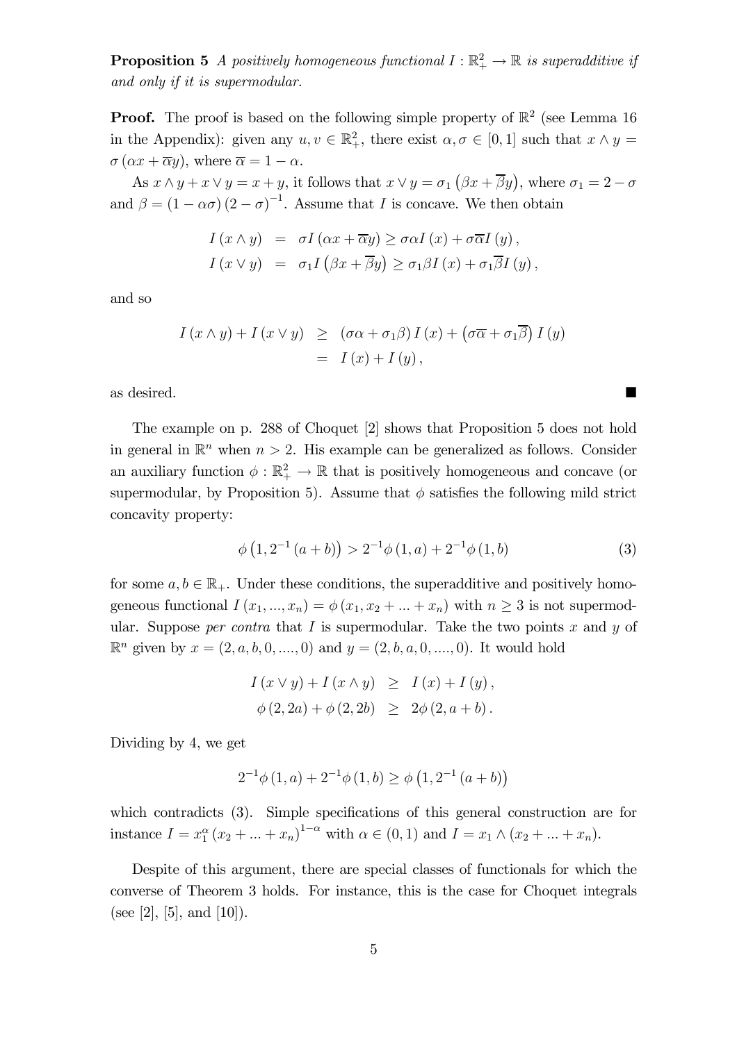**Proposition 5** *A positively homogeneous functional $I : \mathbb{R}_+^2 \to \mathbb{R}$ is superadditive if and only if it is supermodular.*

**Proof.** The proof is based on the following simple property of $\mathbb{R}^2$ (see Lemma 16 in the Appendix): given any $u, v \in \mathbb{R}_+^2$, there exist $\alpha, \sigma \in [0, 1]$ such that $x \wedge y = \sigma(\alpha x + \overline{\alpha} y)$, where $\overline{\alpha} = 1 - \alpha$.

As $x \wedge y + x \vee y = x + y$, it follows that $x \vee y = \sigma_1 \left(\beta x + \overline{\beta} y\right)$, where $\sigma_1 = 2 - \sigma$ and $\beta = (1 - \alpha\sigma)(2 - \sigma)^{-1}$. Assume that $I$ is concave. We then obtain

$$
\begin{aligned}
I(x \wedge y) &= \sigma I(\alpha x + \overline{\alpha} y) \geq \sigma \alpha I(x) + \sigma \overline{\alpha} I(y), \\
I(x \vee y) &= \sigma_1 I\left(\beta x + \overline{\beta} y\right) \geq \sigma_1 \beta I(x) + \sigma_1 \overline{\beta} I(y),
\end{aligned}
$$

and so

$$
\begin{aligned}
I(x \wedge y) + I(x \vee y) &\geq (\sigma\alpha + \sigma_1 \beta) I(x) + \left(\sigma\overline{\alpha} + \sigma_1 \overline{\beta}\right) I(y) \\
&= I(x) + I(y),
\end{aligned}
$$

as desired. ■

The example on p. 288 of Choquet [2] shows that Proposition 5 does not hold in general in $\mathbb{R}^n$ when $n > 2$. His example can be generalized as follows. Consider an auxiliary function $\phi : \mathbb{R}_+^2 \to \mathbb{R}$ that is positively homogeneous and concave (or supermodular, by Proposition 5). Assume that $\phi$ satisfies the following mild strict concavity property:

$$
\phi\left(1, 2^{-1}(a + b)\right) > 2^{-1}\phi(1, a) + 2^{-1}\phi(1, b) \tag{3}
$$

for some $a, b \in \mathbb{R}_+$. Under these conditions, the superadditive and positively homogeneous functional $I(x_1, ..., x_n) = \phi(x_1, x_2 + ... + x_n)$ with $n \geq 3$ is not supermodular. Suppose *per contra* that $I$ is supermodular. Take the two points $x$ and $y$ of $\mathbb{R}^n$ given by $x = (2, a, b, 0, ...., 0)$ and $y = (2, b, a, 0, ...., 0)$. It would hold

$$
\begin{aligned}
I(x \vee y) + I(x \wedge y) &\geq I(x) + I(y), \\
\phi(2, 2a) + \phi(2, 2b) &\geq 2\phi(2, a + b).
\end{aligned}
$$

Dividing by 4, we get

$$
2^{-1}\phi(1, a) + 2^{-1}\phi(1, b) \geq \phi\left(1, 2^{-1}(a + b)\right)
$$

which contradicts (3). Simple specifications of this general construction are for instance $I = x_1^{\alpha}(x_2 + ... + x_n)^{1-\alpha}$ with $\alpha \in (0, 1)$ and $I = x_1 \wedge (x_2 + ... + x_n)$.

Despite of this argument, there are special classes of functionals for which the converse of Theorem 3 holds. For instance, this is the case for Choquet integrals (see [2], [5], and [10]).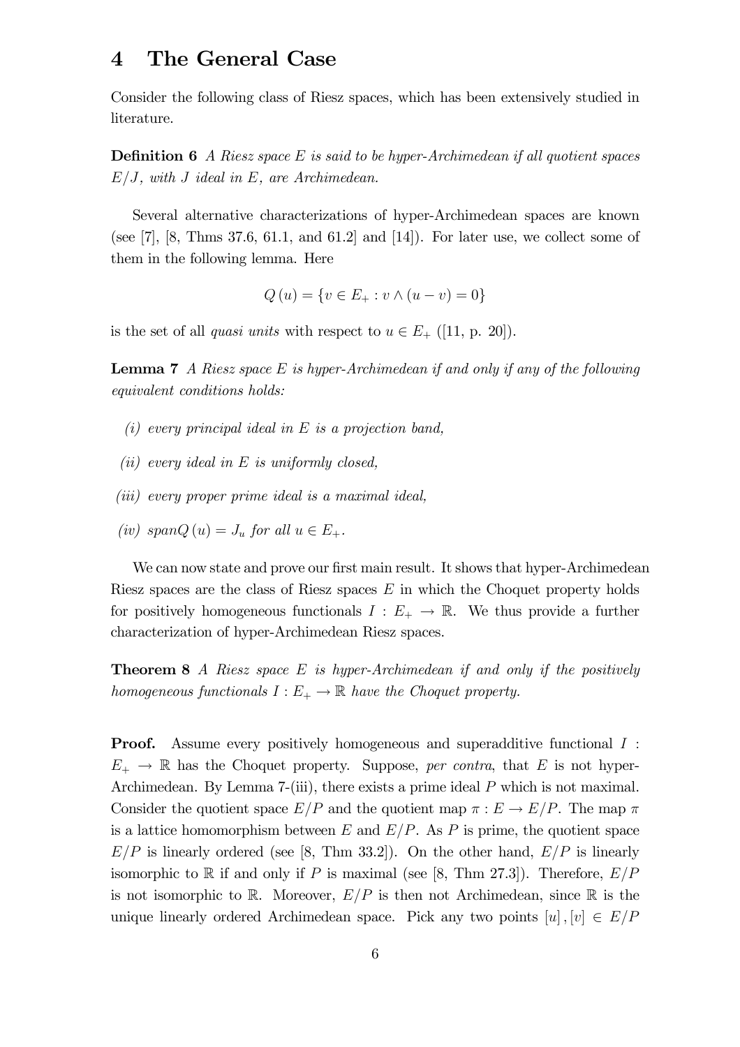# 4 The General Case

Consider the following class of Riesz spaces, which has been extensively studied in literature.

**Definition 6** *A Riesz space $E$ is said to be hyper-Archimedean if all quotient spaces $E/J$, with $J$ ideal in $E$, are Archimedean.*

Several alternative characterizations of hyper-Archimedean spaces are known (see [7], [8, Thms 37.6, 61.1, and 61.2] and [14]). For later use, we collect some of them in the following lemma. Here

$$Q(u) = \{v \in E_+ : v \wedge (u - v) = 0\}$$

is the set of all *quasi units* with respect to $u \in E_+$ ([11, p. 20]).

**Lemma 7** *A Riesz space $E$ is hyper-Archimedean if and only if any of the following equivalent conditions holds:*

*(i) every principal ideal in $E$ is a projection band,*

*(ii) every ideal in $E$ is uniformly closed,*

*(iii) every proper prime ideal is a maximal ideal,*

*(iv) $spanQ(u) = J_u$ for all $u \in E_+$.*

We can now state and prove our first main result. It shows that hyper-Archimedean Riesz spaces are the class of Riesz spaces $E$ in which the Choquet property holds for positively homogeneous functionals $I : E_+ \to \mathbb{R}$. We thus provide a further characterization of hyper-Archimedean Riesz spaces.

**Theorem 8** *A Riesz space $E$ is hyper-Archimedean if and only if the positively homogeneous functionals $I : E_+ \to \mathbb{R}$ have the Choquet property.*

**Proof.** Assume every positively homogeneous and superadditive functional $I : E_+ \to \mathbb{R}$ has the Choquet property. Suppose, *per contra*, that $E$ is not hyper-Archimedean. By Lemma 7-(iii), there exists a prime ideal $P$ which is not maximal. Consider the quotient space $E/P$ and the quotient map $\pi : E \to E/P$. The map $\pi$ is a lattice homomorphism between $E$ and $E/P$. As $P$ is prime, the quotient space $E/P$ is linearly ordered (see [8, Thm 33.2]). On the other hand, $E/P$ is linearly isomorphic to $\mathbb{R}$ if and only if $P$ is maximal (see [8, Thm 27.3]). Therefore, $E/P$ is not isomorphic to $\mathbb{R}$. Moreover, $E/P$ is then not Archimedean, since $\mathbb{R}$ is the unique linearly ordered Archimedean space. Pick any two points $[u], [v] \in E/P$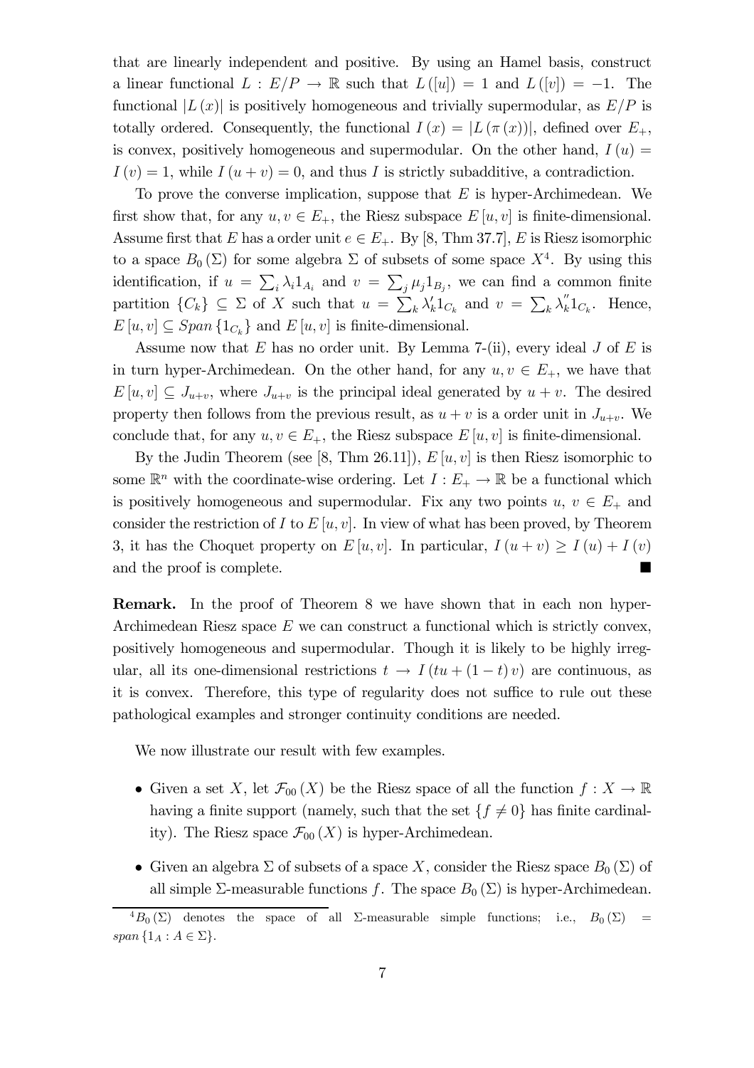that are linearly independent and positive. By using an Hamel basis, construct a linear functional $L : E/P \to \mathbb{R}$ such that $L([u]) = 1$ and $L([v]) = -1$. The functional $|L(x)|$ is positively homogeneous and trivially supermodular, as $E/P$ is totally ordered. Consequently, the functional $I(x) = |L(\pi(x))|$, defined over $E_+$, is convex, positively homogeneous and supermodular. On the other hand, $I(u) = I(v) = 1$, while $I(u+v) = 0$, and thus $I$ is strictly subadditive, a contradiction.

To prove the converse implication, suppose that $E$ is hyper-Archimedean. We first show that, for any $u, v \in E_+$, the Riesz subspace $E[u, v]$ is finite-dimensional. Assume first that $E$ has a order unit $e \in E_+$. By [8, Thm 37.7], $E$ is Riesz isomorphic to a space $B_0(\Sigma)$ for some algebra $\Sigma$ of subsets of some space $X$[4]. By using this identification, if $u = \sum_i \lambda_i 1_{A_i}$ and $v = \sum_j \mu_j 1_{B_j}$, we can find a common finite partition $\{C_k\} \subseteq \Sigma$ of $X$ such that $u = \sum_k \lambda'_k 1_{C_k}$ and $v = \sum_k \lambda''_k 1_{C_k}$. Hence, $E[u, v] \subseteq Span\{1_{C_k}\}$ and $E[u, v]$ is finite-dimensional.

Assume now that $E$ has no order unit. By Lemma 7-(ii), every ideal $J$ of $E$ is in turn hyper-Archimedean. On the other hand, for any $u, v \in E_+$, we have that $E[u, v] \subseteq J_{u+v}$, where $J_{u+v}$ is the principal ideal generated by $u + v$. The desired property then follows from the previous result, as $u + v$ is a order unit in $J_{u+v}$. We conclude that, for any $u, v \in E_+$, the Riesz subspace $E[u, v]$ is finite-dimensional.

By the Judin Theorem (see [8, Thm 26.11]), $E[u, v]$ is then Riesz isomorphic to some $\mathbb{R}^n$ with the coordinate-wise ordering. Let $I : E_+ \to \mathbb{R}$ be a functional which is positively homogeneous and supermodular. Fix any two points $u$, $v \in E_+$ and consider the restriction of $I$ to $E[u, v]$. In view of what has been proved, by Theorem 3, it has the Choquet property on $E[u, v]$. In particular, $I(u + v) \geq I(u) + I(v)$ and the proof is complete. ■

**Remark.** In the proof of Theorem 8 we have shown that in each non hyper-Archimedean Riesz space $E$ we can construct a functional which is strictly convex, positively homogeneous and supermodular. Though it is likely to be highly irregular, all its one-dimensional restrictions $t \to I(tu + (1 - t)v)$ are continuous, as it is convex. Therefore, this type of regularity does not suffice to rule out these pathological examples and stronger continuity conditions are needed.

We now illustrate our result with few examples.

- Given a set $X$, let $\mathcal{F}_{00}(X)$ be the Riesz space of all the function $f : X \to \mathbb{R}$ having a finite support (namely, such that the set $\{f \neq 0\}$ has finite cardinality). The Riesz space $\mathcal{F}_{00}(X)$ is hyper-Archimedean.

- Given an algebra $\Sigma$ of subsets of a space $X$, consider the Riesz space $B_0(\Sigma)$ of all simple $\Sigma$-measurable functions $f$. The space $B_0(\Sigma)$ is hyper-Archimedean.

[4] $B_0(\Sigma)$ denotes the space of all $\Sigma$-measurable simple functions; i.e., $B_0(\Sigma) = span\{1_A : A \in \Sigma\}$.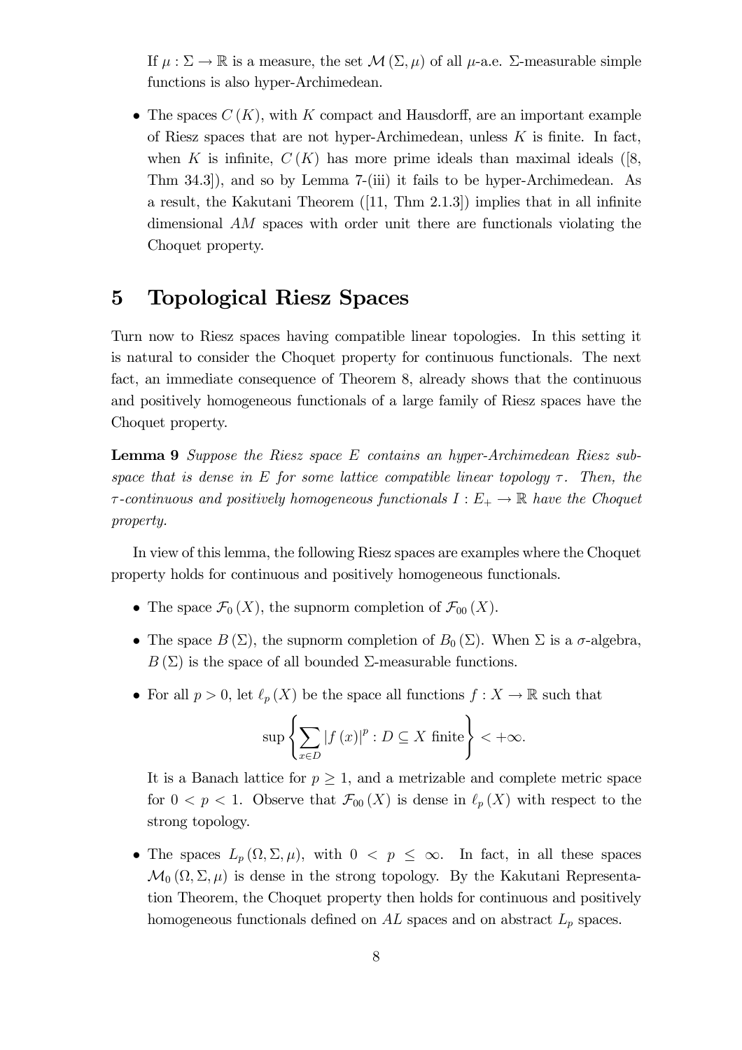If $\mu : \Sigma \to \mathbb{R}$ is a measure, the set $\mathcal{M}(\Sigma, \mu)$ of all $\mu$-a.e. $\Sigma$-measurable simple functions is also hyper-Archimedean.

- The spaces $C(K)$, with $K$ compact and Hausdorff, are an important example of Riesz spaces that are not hyper-Archimedean, unless $K$ is finite. In fact, when $K$ is infinite, $C(K)$ has more prime ideals than maximal ideals ([8, Thm 34.3]), and so by Lemma 7-(iii) it fails to be hyper-Archimedean. As a result, the Kakutani Theorem ([11, Thm 2.1.3]) implies that in all infinite dimensional $AM$ spaces with order unit there are functionals violating the Choquet property.

# 5 Topological Riesz Spaces

Turn now to Riesz spaces having compatible linear topologies. In this setting it is natural to consider the Choquet property for continuous functionals. The next fact, an immediate consequence of Theorem 8, already shows that the continuous and positively homogeneous functionals of a large family of Riesz spaces have the Choquet property.

**Lemma 9** *Suppose the Riesz space $E$ contains an hyper-Archimedean Riesz subspace that is dense in $E$ for some lattice compatible linear topology $\tau$. Then, the $\tau$-continuous and positively homogeneous functionals $I : E_+ \to \mathbb{R}$ have the Choquet property.*

In view of this lemma, the following Riesz spaces are examples where the Choquet property holds for continuous and positively homogeneous functionals.

- The space $\mathcal{F}_0(X)$, the supnorm completion of $\mathcal{F}_{00}(X)$.
- The space $B(\Sigma)$, the supnorm completion of $B_0(\Sigma)$. When $\Sigma$ is a $\sigma$-algebra, $B(\Sigma)$ is the space of all bounded $\Sigma$-measurable functions.
- For all $p > 0$, let $\ell_p(X)$ be the space all functions $f : X \to \mathbb{R}$ such that

$$\sup \left\{ \sum_{x \in D} |f(x)|^p : D \subseteq X \text{ finite} \right\} < +\infty.$$

  It is a Banach lattice for $p \geq 1$, and a metrizable and complete metric space for $0 < p < 1$. Observe that $\mathcal{F}_{00}(X)$ is dense in $\ell_p(X)$ with respect to the strong topology.

- The spaces $L_p(\Omega, \Sigma, \mu)$, with $0 < p \leq \infty$. In fact, in all these spaces $\mathcal{M}_0(\Omega, \Sigma, \mu)$ is dense in the strong topology. By the Kakutani Representation Theorem, the Choquet property then holds for continuous and positively homogeneous functionals defined on $AL$ spaces and on abstract $L_p$ spaces.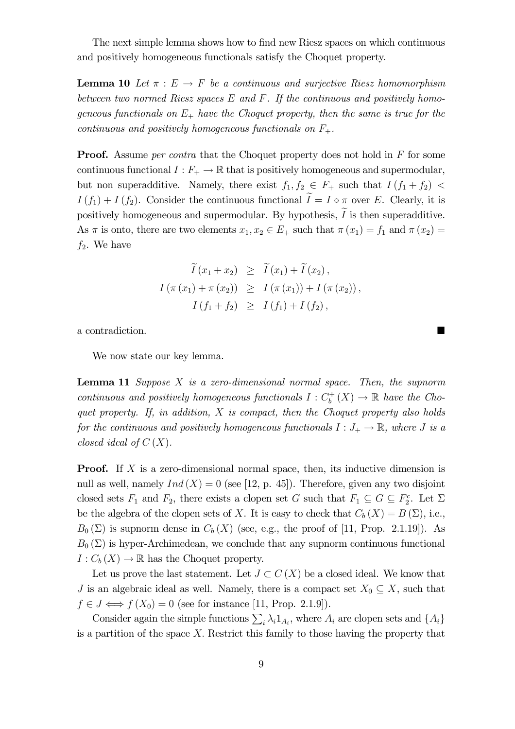The next simple lemma shows how to find new Riesz spaces on which continuous and positively homogeneous functionals satisfy the Choquet property.

**Lemma 10** *Let $\pi : E \to F$ be a continuous and surjective Riesz homomorphism between two normed Riesz spaces $E$ and $F$. If the continuous and positively homogeneous functionals on $E_+$ have the Choquet property, then the same is true for the continuous and positively homogeneous functionals on $F_+$.*

**Proof.** Assume *per contra* that the Choquet property does not hold in $F$ for some continuous functional $I : F_+ \to \mathbb{R}$ that is positively homogeneous and supermodular, but non superadditive. Namely, there exist $f_1, f_2 \in F_+$ such that $I(f_1 + f_2) < I(f_1) + I(f_2)$. Consider the continuous functional $\widetilde{I} = I \circ \pi$ over $E$. Clearly, it is positively homogeneous and supermodular. By hypothesis, $\widetilde{I}$ is then superadditive. As $\pi$ is onto, there are two elements $x_1, x_2 \in E_+$ such that $\pi(x_1) = f_1$ and $\pi(x_2) = f_2$. We have

$$
\begin{aligned}
\widetilde{I}(x_1 + x_2) &\geq \widetilde{I}(x_1) + \widetilde{I}(x_2), \\
I(\pi(x_1) + \pi(x_2)) &\geq I(\pi(x_1)) + I(\pi(x_2)), \\
I(f_1 + f_2) &\geq I(f_1) + I(f_2),
\end{aligned}
$$

a contradiction. ■

We now state our key lemma.

**Lemma 11** *Suppose $X$ is a zero-dimensional normal space. Then, the supnorm continuous and positively homogeneous functionals $I : C_b^+(X) \to \mathbb{R}$ have the Choquet property. If, in addition, $X$ is compact, then the Choquet property also holds for the continuous and positively homogeneous functionals $I : J_+ \to \mathbb{R}$, where $J$ is a closed ideal of $C(X)$.*

**Proof.** If $X$ is a zero-dimensional normal space, then, its inductive dimension is null as well, namely $Ind(X) = 0$ (see [12, p. 45]). Therefore, given any two disjoint closed sets $F_1$ and $F_2$, there exists a clopen set $G$ such that $F_1 \subseteq G \subseteq F_2^c$. Let $\Sigma$ be the algebra of the clopen sets of $X$. It is easy to check that $C_b(X) = B(\Sigma)$, i.e., $B_0(\Sigma)$ is supnorm dense in $C_b(X)$ (see, e.g., the proof of [11, Prop. 2.1.19]). As $B_0(\Sigma)$ is hyper-Archimedean, we conclude that any supnorm continuous functional $I : C_b(X) \to \mathbb{R}$ has the Choquet property.

Let us prove the last statement. Let $J \subset C(X)$ be a closed ideal. We know that $J$ is an algebraic ideal as well. Namely, there is a compact set $X_0 \subseteq X$, such that $f \in J \iff f(X_0) = 0$ (see for instance [11, Prop. 2.1.9]).

Consider again the simple functions $\sum_i \lambda_i 1_{A_i}$, where $A_i$ are clopen sets and $\{A_i\}$ is a partition of the space $X$. Restrict this family to those having the property that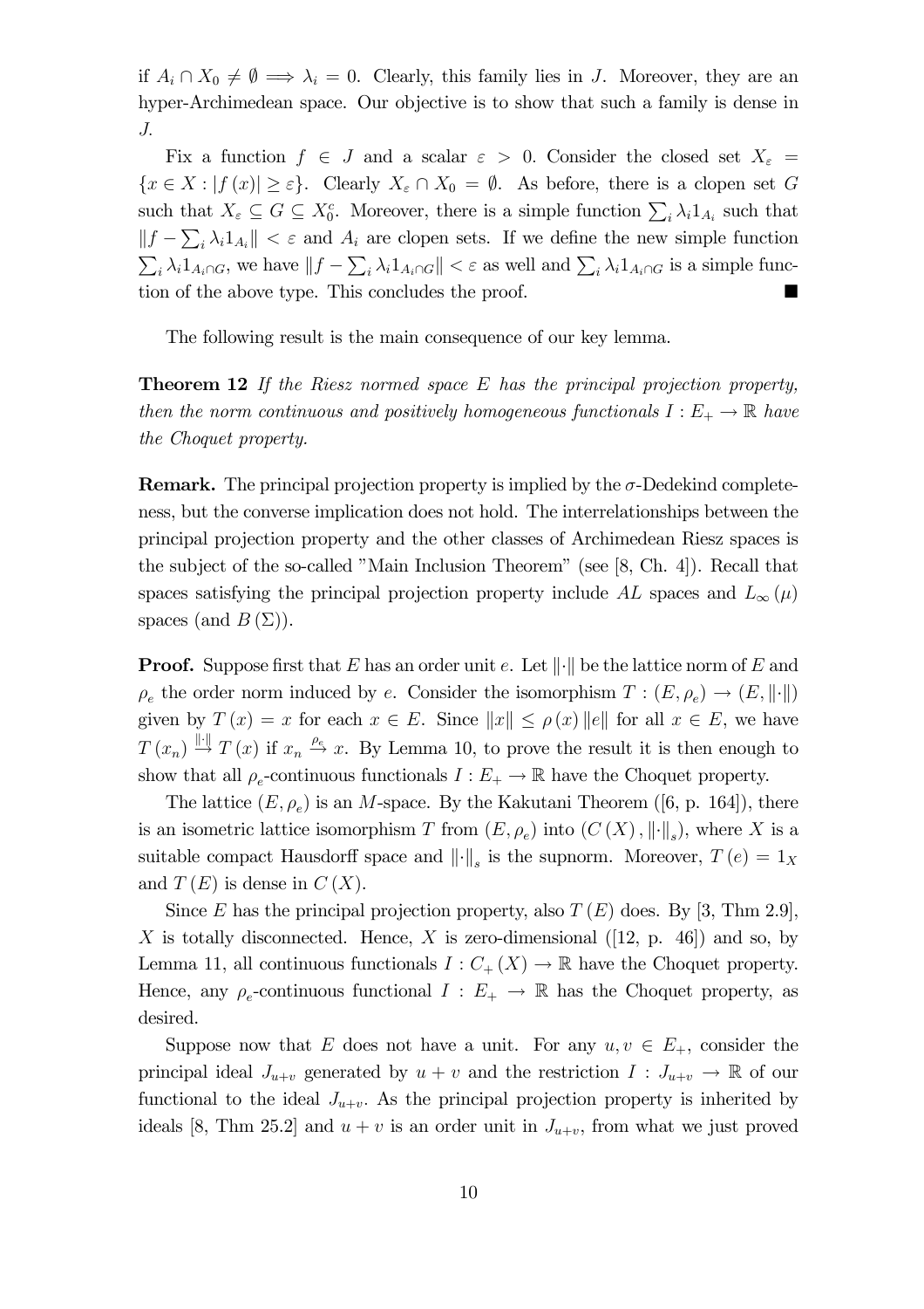if $A_i \cap X_0 \neq \emptyset \implies \lambda_i = 0$. Clearly, this family lies in $J$. Moreover, they are an hyper-Archimedean space. Our objective is to show that such a family is dense in $J$.

Fix a function $f \in J$ and a scalar $\varepsilon > 0$. Consider the closed set $X_\varepsilon = \{x \in X : |f(x)| \geq \varepsilon\}$. Clearly $X_\varepsilon \cap X_0 = \emptyset$. As before, there is a clopen set $G$ such that $X_\varepsilon \subseteq G \subseteq X_0^c$. Moreover, there is a simple function $\sum_i \lambda_i 1_{A_i}$ such that $\|f - \sum_i \lambda_i 1_{A_i}\| < \varepsilon$ and $A_i$ are clopen sets. If we define the new simple function $\sum_i \lambda_i 1_{A_i \cap G}$, we have $\|f - \sum_i \lambda_i 1_{A_i \cap G}\| < \varepsilon$ as well and $\sum_i \lambda_i 1_{A_i \cap G}$ is a simple function of the above type. This concludes the proof. ■

The following result is the main consequence of our key lemma.

**Theorem 12** *If the Riesz normed space $E$ has the principal projection property, then the norm continuous and positively homogeneous functionals $I : E_+ \to \mathbb{R}$ have the Choquet property.*

**Remark.** The principal projection property is implied by the $\sigma$-Dedekind completeness, but the converse implication does not hold. The interrelationships between the principal projection property and the other classes of Archimedean Riesz spaces is the subject of the so-called "Main Inclusion Theorem" (see [8, Ch. 4]). Recall that spaces satisfying the principal projection property include $AL$ spaces and $L_\infty(\mu)$ spaces (and $B(\Sigma)$).

**Proof.** Suppose first that $E$ has an order unit $e$. Let $\|\cdot\|$ be the lattice norm of $E$ and $\rho_e$ the order norm induced by $e$. Consider the isomorphism $T : (E, \rho_e) \to (E, \|\cdot\|)$ given by $T(x) = x$ for each $x \in E$. Since $\|x\| \leq \rho(x)\|e\|$ for all $x \in E$, we have $T(x_n) \overset{\|\cdot\|}{\to} T(x)$ if $x_n \overset{\rho_e}{\to} x$. By Lemma 10, to prove the result it is then enough to show that all $\rho_e$-continuous functionals $I : E_+ \to \mathbb{R}$ have the Choquet property.

The lattice $(E, \rho_e)$ is an $M$-space. By the Kakutani Theorem ([6, p. 164]), there is an isometric lattice isomorphism $T$ from $(E, \rho_e)$ into $(C(X), \|\cdot\|_s)$, where $X$ is a suitable compact Hausdorff space and $\|\cdot\|_s$ is the supnorm. Moreover, $T(e) = 1_X$ and $T(E)$ is dense in $C(X)$.

Since $E$ has the principal projection property, also $T(E)$ does. By [3, Thm 2.9], $X$ is totally disconnected. Hence, $X$ is zero-dimensional ([12, p. 46]) and so, by Lemma 11, all continuous functionals $I : C_+(X) \to \mathbb{R}$ have the Choquet property. Hence, any $\rho_e$-continuous functional $I : E_+ \to \mathbb{R}$ has the Choquet property, as desired.

Suppose now that $E$ does not have a unit. For any $u, v \in E_+$, consider the principal ideal $J_{u+v}$ generated by $u + v$ and the restriction $I : J_{u+v} \to \mathbb{R}$ of our functional to the ideal $J_{u+v}$. As the principal projection property is inherited by ideals [8, Thm 25.2] and $u + v$ is an order unit in $J_{u+v}$, from what we just proved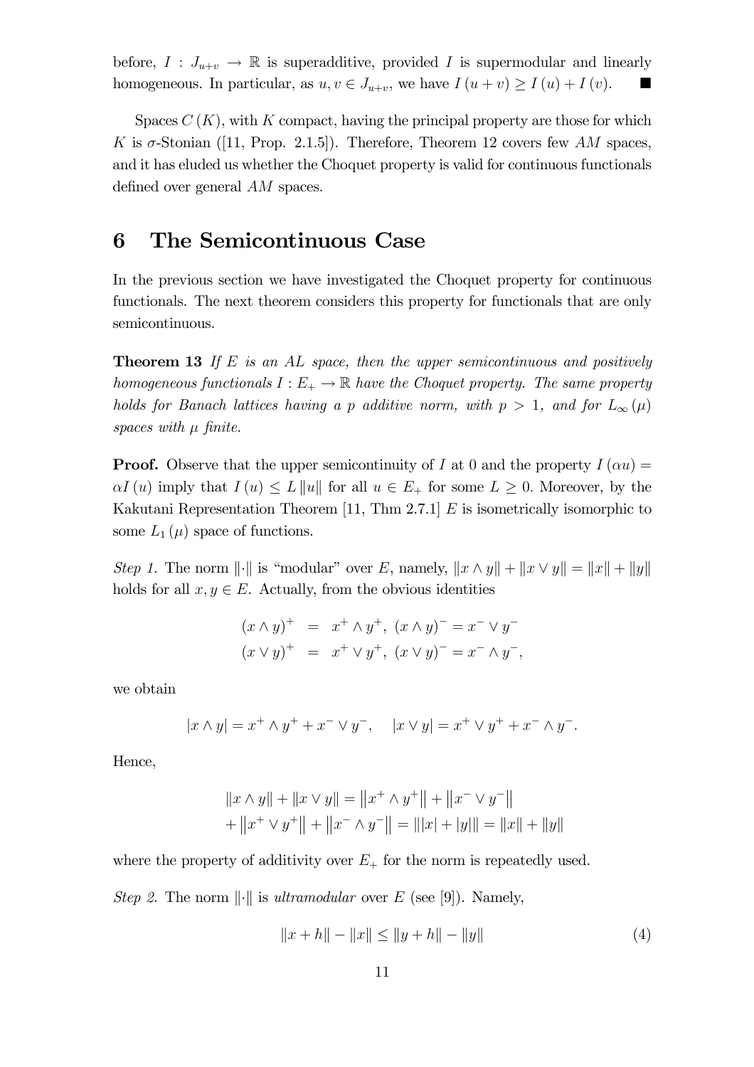before, $I : J_{u+v} \to \mathbb{R}$ is superadditive, provided $I$ is supermodular and linearly homogeneous. In particular, as $u, v \in J_{u+v}$, we have $I(u+v) \geq I(u) + I(v)$. ■

Spaces $C(K)$, with $K$ compact, having the principal property are those for which $K$ is $\sigma$-Stonian ([11, Prop. 2.1.5]). Therefore, Theorem 12 covers few $AM$ spaces, and it has eluded us whether the Choquet property is valid for continuous functionals defined over general $AM$ spaces.

# 6 The Semicontinuous Case

In the previous section we have investigated the Choquet property for continuous functionals. The next theorem considers this property for functionals that are only semicontinuous.

**Theorem 13** *If $E$ is an AL space, then the upper semicontinuous and positively homogeneous functionals $I : E_+ \to \mathbb{R}$ have the Choquet property. The same property holds for Banach lattices having a p additive norm, with $p > 1$, and for $L_\infty(\mu)$ spaces with $\mu$ finite.*

**Proof.** Observe that the upper semicontinuity of $I$ at 0 and the property $I(\alpha u) = \alpha I(u)$ imply that $I(u) \leq L\|u\|$ for all $u \in E_+$ for some $L \geq 0$. Moreover, by the Kakutani Representation Theorem [11, Thm 2.7.1] $E$ is isometrically isomorphic to some $L_1(\mu)$ space of functions.

*Step 1.* The norm $\|\cdot\|$ is "modular" over $E$, namely, $\|x \wedge y\| + \|x \vee y\| = \|x\| + \|y\|$ holds for all $x, y \in E$. Actually, from the obvious identities

$$
\begin{aligned}
(x \wedge y)^+ &= x^+ \wedge y^+, \ (x \wedge y)^- = x^- \vee y^- \\
(x \vee y)^+ &= x^+ \vee y^+, \ (x \vee y)^- = x^- \wedge y^-,
\end{aligned}
$$

we obtain

$$
|x \wedge y| = x^+ \wedge y^+ + x^- \vee y^-, \quad |x \vee y| = x^+ \vee y^+ + x^- \wedge y^-.
$$

Hence,

$$
\begin{aligned}
&\|x \wedge y\| + \|x \vee y\| = \left\|x^+ \wedge y^+\right\| + \left\|x^- \vee y^-\right\| \\
&+ \left\|x^+ \vee y^+\right\| + \left\|x^- \wedge y^-\right\| = \||x| + |y|\| = \|x\| + \|y\|
\end{aligned}
$$

where the property of additivity over $E_+$ for the norm is repeatedly used.

*Step 2.* The norm $\|\cdot\|$ is *ultramodular* over $E$ (see [9]). Namely,

$$
\|x+h\| - \|x\| \leq \|y+h\| - \|y\| \tag{4}
$$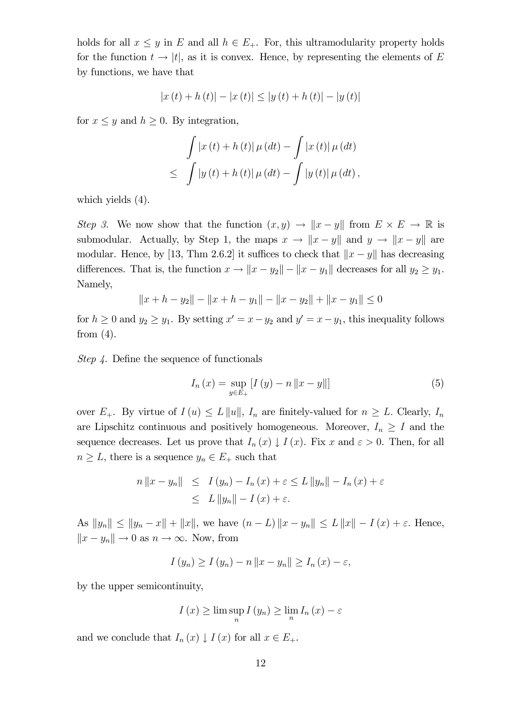holds for all $x \leq y$ in $E$ and all $h \in E_+$. For, this ultramodularity property holds for the function $t \to |t|$, as it is convex. Hence, by representing the elements of $E$ by functions, we have that

$$|x(t) + h(t)| - |x(t)| \leq |y(t) + h(t)| - |y(t)|$$

for $x \leq y$ and $h \geq 0$. By integration,

$$\begin{aligned} & \int |x(t) + h(t)| \, \mu(dt) - \int |x(t)| \, \mu(dt) \\ \leq \;& \int |y(t) + h(t)| \, \mu(dt) - \int |y(t)| \, \mu(dt), \end{aligned}$$

which yields (4).

*Step 3.* We now show that the function $(x, y) \to \|x - y\|$ from $E \times E \to \mathbb{R}$ is submodular. Actually, by Step 1, the maps $x \to \|x - y\|$ and $y \to \|x - y\|$ are modular. Hence, by [13, Thm 2.6.2] it suffices to check that $\|x - y\|$ has decreasing differences. That is, the function $x \to \|x - y_2\| - \|x - y_1\|$ decreases for all $y_2 \geq y_1$. Namely,

$$\|x + h - y_2\| - \|x + h - y_1\| - \|x - y_2\| + \|x - y_1\| \leq 0$$

for $h \geq 0$ and $y_2 \geq y_1$. By setting $x' = x - y_2$ and $y' = x - y_1$, this inequality follows from (4).

*Step 4.* Define the sequence of functionals

$$I_n(x) = \sup_{y \in E_+} \left[ I(y) - n \|x - y\| \right] \tag{5}$$

over $E_+$. By virtue of $I(u) \leq L \|u\|$, $I_n$ are finitely-valued for $n \geq L$. Clearly, $I_n$ are Lipschitz continuous and positively homogeneous. Moreover, $I_n \geq I$ and the sequence decreases. Let us prove that $I_n(x) \downarrow I(x)$. Fix $x$ and $\varepsilon > 0$. Then, for all $n \geq L$, there is a sequence $y_n \in E_+$ such that

$$\begin{aligned} n \|x - y_n\| &\leq I(y_n) - I_n(x) + \varepsilon \leq L \|y_n\| - I_n(x) + \varepsilon \\ &\leq L \|y_n\| - I(x) + \varepsilon. \end{aligned}$$

As $\|y_n\| \leq \|y_n - x\| + \|x\|$, we have $(n - L) \|x - y_n\| \leq L \|x\| - I(x) + \varepsilon$. Hence, $\|x - y_n\| \to 0$ as $n \to \infty$. Now, from

$$I(y_n) \geq I(y_n) - n \|x - y_n\| \geq I_n(x) - \varepsilon,$$

by the upper semicontinuity,

$$I(x) \geq \limsup_n I(y_n) \geq \lim_n I_n(x) - \varepsilon$$

and we conclude that $I_n(x) \downarrow I(x)$ for all $x \in E_+$.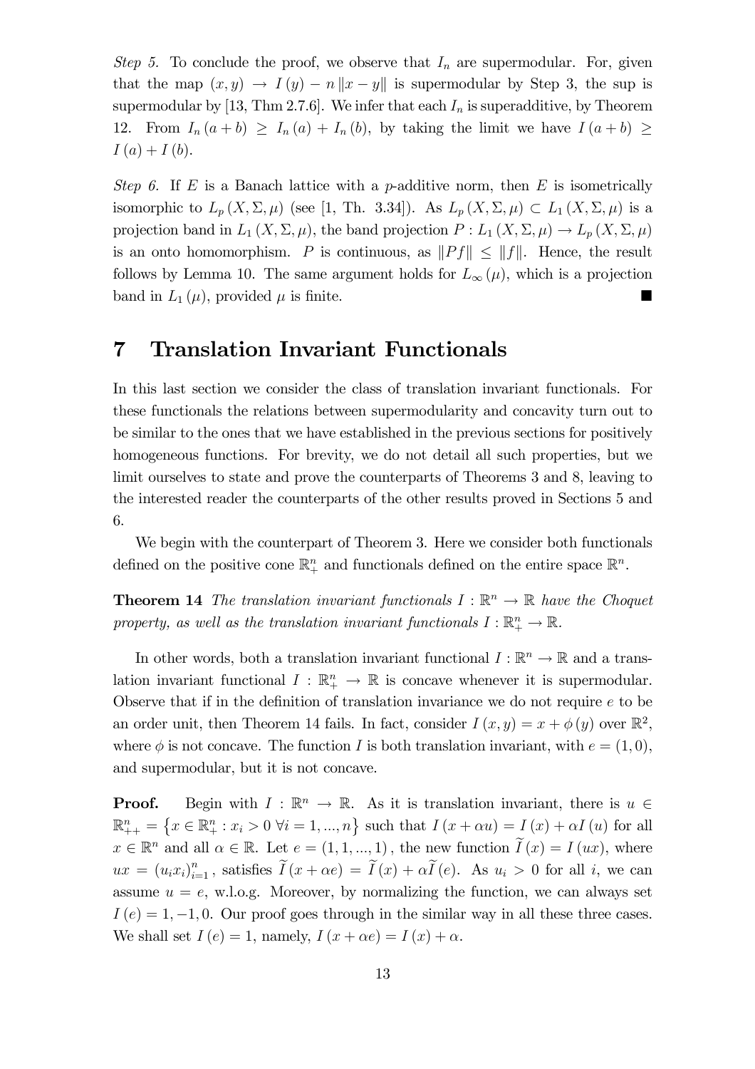*Step 5.* To conclude the proof, we observe that $I_n$ are supermodular. For, given that the map $(x,y) \to I(y) - n\|x-y\|$ is supermodular by Step 3, the sup is supermodular by [13, Thm 2.7.6]. We infer that each $I_n$ is superadditive, by Theorem 12. From $I_n(a+b) \geq I_n(a) + I_n(b)$, by taking the limit we have $I(a+b) \geq I(a) + I(b)$.

*Step 6.* If $E$ is a Banach lattice with a $p$-additive norm, then $E$ is isometrically isomorphic to $L_p(X, \Sigma, \mu)$ (see [1, Th. 3.34]). As $L_p(X, \Sigma, \mu) \subset L_1(X, \Sigma, \mu)$ is a projection band in $L_1(X, \Sigma, \mu)$, the band projection $P : L_1(X, \Sigma, \mu) \to L_p(X, \Sigma, \mu)$ is an onto homomorphism. $P$ is continuous, as $\|Pf\| \leq \|f\|$. Hence, the result follows by Lemma 10. The same argument holds for $L_\infty(\mu)$, which is a projection band in $L_1(\mu)$, provided $\mu$ is finite. ■

# 7 Translation Invariant Functionals

In this last section we consider the class of translation invariant functionals. For these functionals the relations between supermodularity and concavity turn out to be similar to the ones that we have established in the previous sections for positively homogeneous functions. For brevity, we do not detail all such properties, but we limit ourselves to state and prove the counterparts of Theorems 3 and 8, leaving to the interested reader the counterparts of the other results proved in Sections 5 and 6.

We begin with the counterpart of Theorem 3. Here we consider both functionals defined on the positive cone $\mathbb{R}^n_+$ and functionals defined on the entire space $\mathbb{R}^n$.

**Theorem 14** *The translation invariant functionals $I : \mathbb{R}^n \to \mathbb{R}$ have the Choquet property, as well as the translation invariant functionals $I : \mathbb{R}^n_+ \to \mathbb{R}$.*

In other words, both a translation invariant functional $I : \mathbb{R}^n \to \mathbb{R}$ and a translation invariant functional $I : \mathbb{R}^n_+ \to \mathbb{R}$ is concave whenever it is supermodular. Observe that if in the definition of translation invariance we do not require $e$ to be an order unit, then Theorem 14 fails. In fact, consider $I(x,y) = x + \phi(y)$ over $\mathbb{R}^2$, where $\phi$ is not concave. The function $I$ is both translation invariant, with $e = (1,0)$, and supermodular, but it is not concave.

**Proof.** Begin with $I : \mathbb{R}^n \to \mathbb{R}$. As it is translation invariant, there is $u \in \mathbb{R}^n_{++} = \{x \in \mathbb{R}^n_+ : x_i > 0 \ \forall i = 1, ..., n\}$ such that $I(x + \alpha u) = I(x) + \alpha I(u)$ for all $x \in \mathbb{R}^n$ and all $\alpha \in \mathbb{R}$. Let $e = (1, 1, ..., 1)$, the new function $\widetilde{I}(x) = I(ux)$, where $ux = (u_i x_i)_{i=1}^n$, satisfies $\widetilde{I}(x + \alpha e) = \widetilde{I}(x) + \alpha \widetilde{I}(e)$. As $u_i > 0$ for all $i$, we can assume $u = e$, w.l.o.g. Moreover, by normalizing the function, we can always set $I(e) = 1, -1, 0$. Our proof goes through in the similar way in all these three cases. We shall set $I(e) = 1$, namely, $I(x + \alpha e) = I(x) + \alpha$.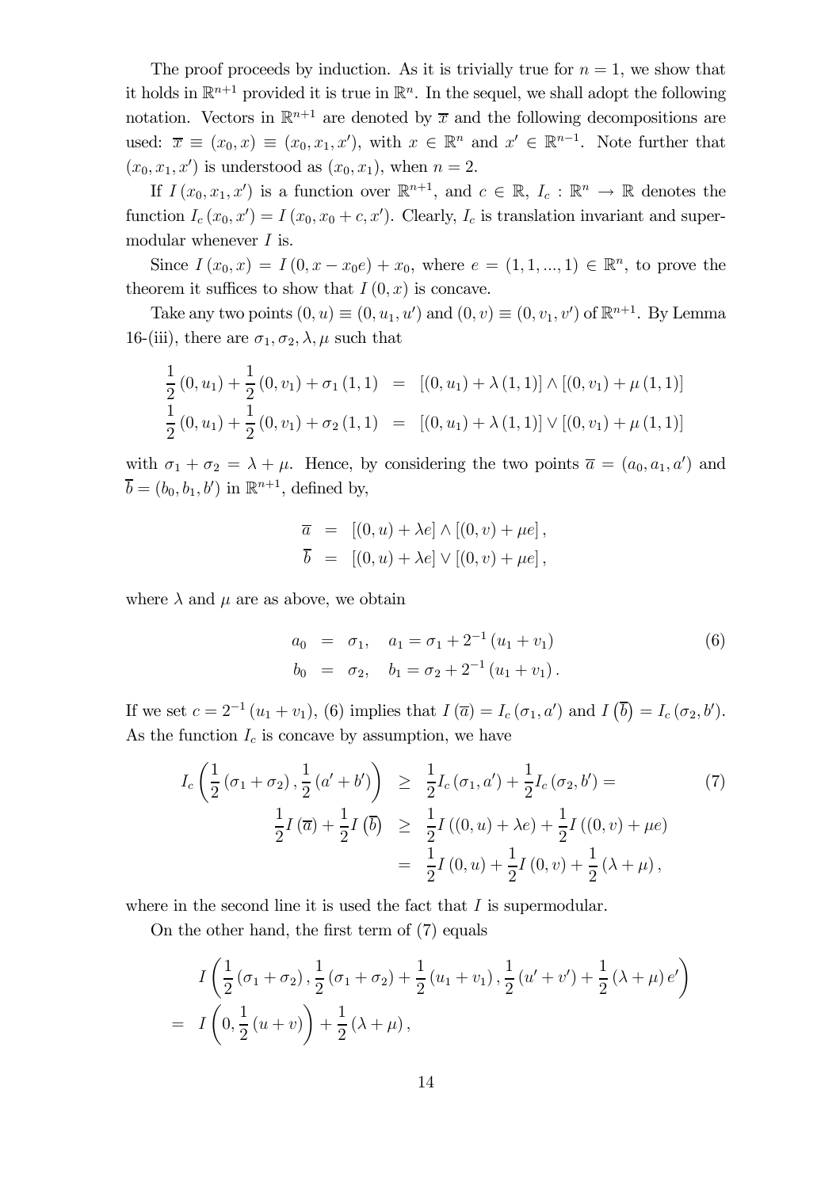The proof proceeds by induction. As it is trivially true for $n = 1$, we show that it holds in $\mathbb{R}^{n+1}$ provided it is true in $\mathbb{R}^n$. In the sequel, we shall adopt the following notation. Vectors in $\mathbb{R}^{n+1}$ are denoted by $\overline{x}$ and the following decompositions are used: $\overline{x} \equiv (x_0, x) \equiv (x_0, x_1, x')$, with $x \in \mathbb{R}^n$ and $x' \in \mathbb{R}^{n-1}$. Note further that $(x_0, x_1, x')$ is understood as $(x_0, x_1)$, when $n = 2$.

If $I(x_0, x_1, x')$ is a function over $\mathbb{R}^{n+1}$, and $c \in \mathbb{R}$, $I_c : \mathbb{R}^n \to \mathbb{R}$ denotes the function $I_c(x_0, x') = I(x_0, x_0 + c, x')$. Clearly, $I_c$ is translation invariant and supermodular whenever $I$ is.

Since $I(x_0, x) = I(0, x - x_0 e) + x_0$, where $e = (1, 1, ..., 1) \in \mathbb{R}^n$, to prove the theorem it suffices to show that $I(0, x)$ is concave.

Take any two points $(0, u) \equiv (0, u_1, u')$ and $(0, v) \equiv (0, v_1, v')$ of $\mathbb{R}^{n+1}$. By Lemma 16-(iii), there are $\sigma_1, \sigma_2, \lambda, \mu$ such that

$$
\begin{aligned}
\frac{1}{2}(0, u_1) + \frac{1}{2}(0, v_1) + \sigma_1(1, 1) &= [(0, u_1) + \lambda(1, 1)] \wedge [(0, v_1) + \mu(1, 1)] \\
\frac{1}{2}(0, u_1) + \frac{1}{2}(0, v_1) + \sigma_2(1, 1) &= [(0, u_1) + \lambda(1, 1)] \vee [(0, v_1) + \mu(1, 1)]
\end{aligned}
$$

with $\sigma_1 + \sigma_2 = \lambda + \mu$. Hence, by considering the two points $\overline{a} = (a_0, a_1, a')$ and $\overline{b} = (b_0, b_1, b')$ in $\mathbb{R}^{n+1}$, defined by,

$$
\begin{aligned}
\overline{a} &= [(0, u) + \lambda e] \wedge [(0, v) + \mu e], \\
\overline{b} &= [(0, u) + \lambda e] \vee [(0, v) + \mu e],
\end{aligned}
$$

where $\lambda$ and $\mu$ are as above, we obtain

$$
\begin{aligned}
a_0 &= \sigma_1, \quad a_1 = \sigma_1 + 2^{-1}(u_1 + v_1) \\
b_0 &= \sigma_2, \quad b_1 = \sigma_2 + 2^{-1}(u_1 + v_1).
\end{aligned}
\tag{6}
$$

If we set $c = 2^{-1}(u_1 + v_1)$, (6) implies that $I(\overline{a}) = I_c(\sigma_1, a')$ and $I(\overline{b}) = I_c(\sigma_2, b')$. As the function $I_c$ is concave by assumption, we have

$$
\begin{aligned}
I_c\left(\frac{1}{2}(\sigma_1 + \sigma_2), \frac{1}{2}(a' + b')\right) &\geq \frac{1}{2} I_c(\sigma_1, a') + \frac{1}{2} I_c(\sigma_2, b') = \\
\frac{1}{2} I(\overline{a}) + \frac{1}{2} I(\overline{b}) &\geq \frac{1}{2} I((0, u) + \lambda e) + \frac{1}{2} I((0, v) + \mu e) \\
&= \frac{1}{2} I(0, u) + \frac{1}{2} I(0, v) + \frac{1}{2}(\lambda + \mu),
\end{aligned}
\tag{7}
$$

where in the second line it is used the fact that $I$ is supermodular.

On the other hand, the first term of (7) equals

$$
\begin{aligned}
& I\left(\frac{1}{2}(\sigma_1 + \sigma_2), \frac{1}{2}(\sigma_1 + \sigma_2) + \frac{1}{2}(u_1 + v_1), \frac{1}{2}(u' + v') + \frac{1}{2}(\lambda + \mu) e'\right) \\
= \; & I\left(0, \frac{1}{2}(u + v)\right) + \frac{1}{2}(\lambda + \mu),
\end{aligned}
$$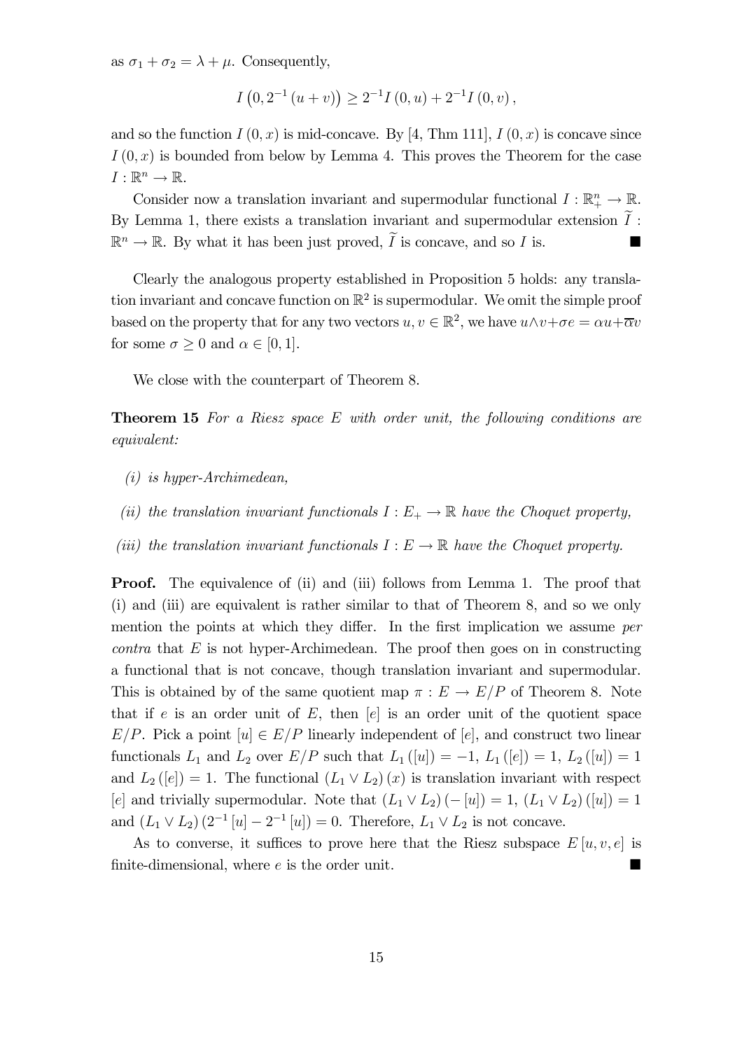as $\sigma_1 + \sigma_2 = \lambda + \mu$. Consequently,

$$I\left(0, 2^{-1}(u+v)\right) \geq 2^{-1} I(0,u) + 2^{-1} I(0,v),$$

and so the function $I(0,x)$ is mid-concave. By [4, Thm 111], $I(0,x)$ is concave since $I(0,x)$ is bounded from below by Lemma 4. This proves the Theorem for the case $I : \mathbb{R}^n \to \mathbb{R}$.

Consider now a translation invariant and supermodular functional $I : \mathbb{R}^n_+ \to \mathbb{R}$. By Lemma 1, there exists a translation invariant and supermodular extension $\widetilde{I} : \mathbb{R}^n \to \mathbb{R}$. By what it has been just proved, $\widetilde{I}$ is concave, and so $I$ is. ■

Clearly the analogous property established in Proposition 5 holds: any translation invariant and concave function on $\mathbb{R}^2$ is supermodular. We omit the simple proof based on the property that for any two vectors $u, v \in \mathbb{R}^2$, we have $u \wedge v + \sigma e = \alpha u + \overline{\alpha} v$ for some $\sigma \geq 0$ and $\alpha \in [0,1]$.

We close with the counterpart of Theorem 8.

**Theorem 15** *For a Riesz space $E$ with order unit, the following conditions are equivalent:*

- *(i) is hyper-Archimedean,*
- *(ii) the translation invariant functionals $I : E_+ \to \mathbb{R}$ have the Choquet property,*
- *(iii) the translation invariant functionals $I : E \to \mathbb{R}$ have the Choquet property.*

**Proof.** The equivalence of (ii) and (iii) follows from Lemma 1. The proof that (i) and (iii) are equivalent is rather similar to that of Theorem 8, and so we only mention the points at which they differ. In the first implication we assume *per contra* that $E$ is not hyper-Archimedean. The proof then goes on in constructing a functional that is not concave, though translation invariant and supermodular. This is obtained by of the same quotient map $\pi : E \to E/P$ of Theorem 8. Note that if $e$ is an order unit of $E$, then $[e]$ is an order unit of the quotient space $E/P$. Pick a point $[u] \in E/P$ linearly independent of $[e]$, and construct two linear functionals $L_1$ and $L_2$ over $E/P$ such that $L_1([u]) = -1$, $L_1([e]) = 1$, $L_2([u]) = 1$ and $L_2([e]) = 1$. The functional $(L_1 \vee L_2)(x)$ is translation invariant with respect $[e]$ and trivially supermodular. Note that $(L_1 \vee L_2)(-[u]) = 1$, $(L_1 \vee L_2)([u]) = 1$ and $(L_1 \vee L_2)(2^{-1}[u] - 2^{-1}[u]) = 0$. Therefore, $L_1 \vee L_2$ is not concave.

As to converse, it suffices to prove here that the Riesz subspace $E[u,v,e]$ is finite-dimensional, where $e$ is the order unit. ■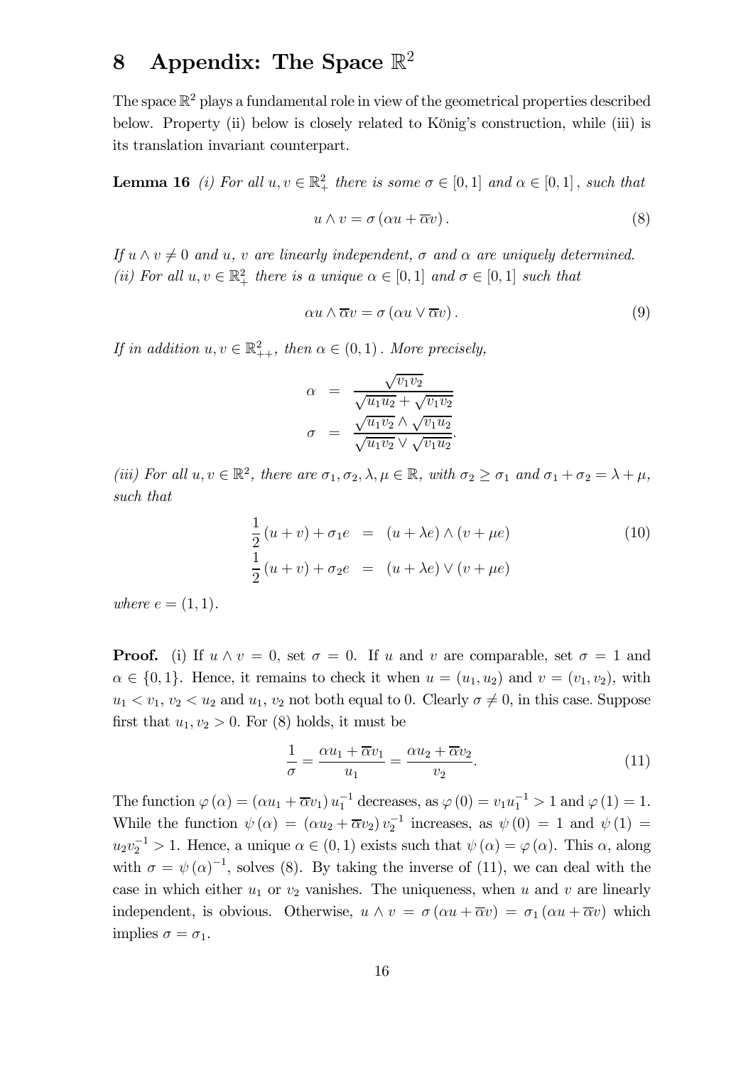# 8 Appendix: The Space $\mathbb{R}^2$

The space $\mathbb{R}^2$ plays a fundamental role in view of the geometrical properties described below. Property (ii) below is closely related to König's construction, while (iii) is its translation invariant counterpart.

**Lemma 16** *(i) For all $u, v \in \mathbb{R}^2_+$ there is some $\sigma \in [0,1]$ and $\alpha \in [0,1]$, such that*

$$u \wedge v = \sigma (\alpha u + \overline{\alpha} v). \tag{8}$$

*If $u \wedge v \neq 0$ and $u$, $v$ are linearly independent, $\sigma$ and $\alpha$ are uniquely determined.*
*(ii) For all $u, v \in \mathbb{R}^2_+$ there is a unique $\alpha \in [0,1]$ and $\sigma \in [0,1]$ such that*

$$\alpha u \wedge \overline{\alpha} v = \sigma (\alpha u \vee \overline{\alpha} v). \tag{9}$$

*If in addition $u, v \in \mathbb{R}^2_{++}$, then $\alpha \in (0,1)$. More precisely,*

$$\begin{aligned}
\alpha &= \frac{\sqrt{v_1 v_2}}{\sqrt{u_1 u_2} + \sqrt{v_1 v_2}} \\
\sigma &= \frac{\sqrt{u_1 v_2} \wedge \sqrt{v_1 u_2}}{\sqrt{u_1 v_2} \vee \sqrt{v_1 u_2}}.
\end{aligned}$$

*(iii) For all $u, v \in \mathbb{R}^2$, there are $\sigma_1, \sigma_2, \lambda, \mu \in \mathbb{R}$, with $\sigma_2 \geq \sigma_1$ and $\sigma_1 + \sigma_2 = \lambda + \mu$, such that*

$$\begin{aligned}
\frac{1}{2}(u + v) + \sigma_1 e &= (u + \lambda e) \wedge (v + \mu e) \\
\frac{1}{2}(u + v) + \sigma_2 e &= (u + \lambda e) \vee (v + \mu e)
\end{aligned} \tag{10}$$

*where $e = (1,1)$.*

**Proof.** (i) If $u \wedge v = 0$, set $\sigma = 0$. If $u$ and $v$ are comparable, set $\sigma = 1$ and $\alpha \in \{0,1\}$. Hence, it remains to check it when $u = (u_1, u_2)$ and $v = (v_1, v_2)$, with $u_1 < v_1$, $v_2 < u_2$ and $u_1$, $v_2$ not both equal to 0. Clearly $\sigma \neq 0$, in this case. Suppose first that $u_1, v_2 > 0$. For (8) holds, it must be

$$\frac{1}{\sigma} = \frac{\alpha u_1 + \overline{\alpha} v_1}{u_1} = \frac{\alpha u_2 + \overline{\alpha} v_2}{v_2}. \tag{11}$$

The function $\varphi(\alpha) = (\alpha u_1 + \overline{\alpha} v_1) u_1^{-1}$ decreases, as $\varphi(0) = v_1 u_1^{-1} > 1$ and $\varphi(1) = 1$. While the function $\psi(\alpha) = (\alpha u_2 + \overline{\alpha} v_2) v_2^{-1}$ increases, as $\psi(0) = 1$ and $\psi(1) = u_2 v_2^{-1} > 1$. Hence, a unique $\alpha \in (0,1)$ exists such that $\psi(\alpha) = \varphi(\alpha)$. This $\alpha$, along with $\sigma = \psi(\alpha)^{-1}$, solves (8). By taking the inverse of (11), we can deal with the case in which either $u_1$ or $v_2$ vanishes. The uniqueness, when $u$ and $v$ are linearly independent, is obvious. Otherwise, $u \wedge v = \sigma(\alpha u + \overline{\alpha} v) = \sigma_1 (\alpha u + \overline{\alpha} v)$ which implies $\sigma = \sigma_1$.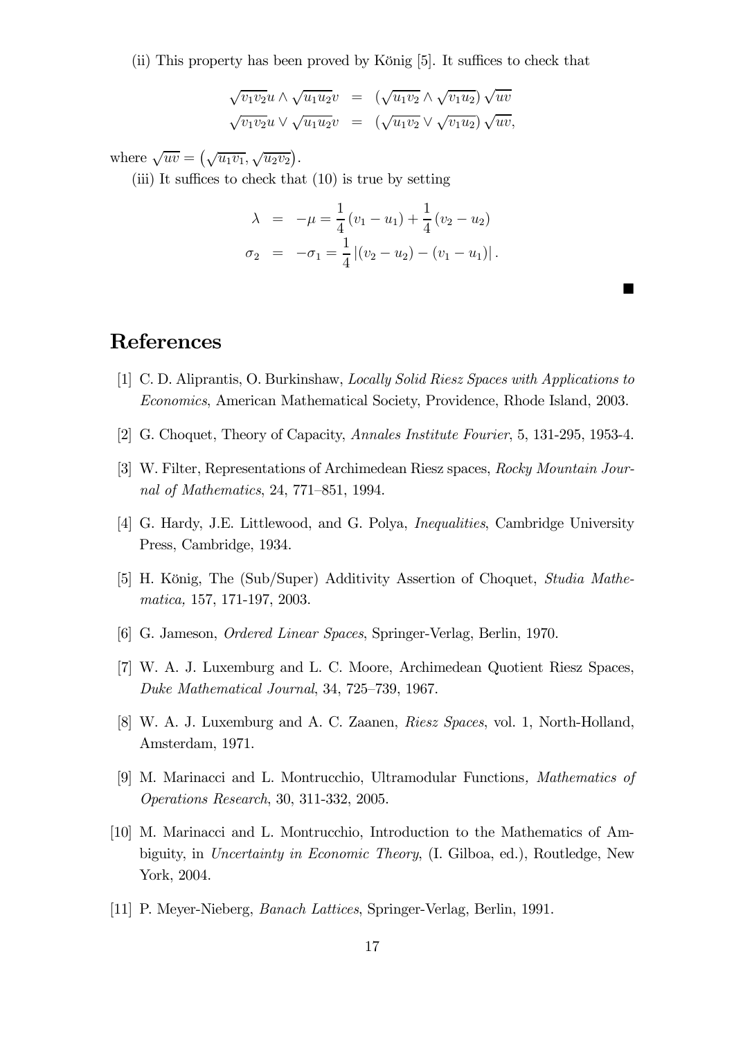(ii) This property has been proved by König [5]. It suffices to check that

$$
\begin{aligned}
\sqrt{v_1 v_2} u \wedge \sqrt{u_1 u_2} v &= \left(\sqrt{u_1 v_2} \wedge \sqrt{v_1 u_2}\right) \sqrt{uv} \\
\sqrt{v_1 v_2} u \vee \sqrt{u_1 u_2} v &= \left(\sqrt{u_1 v_2} \vee \sqrt{v_1 u_2}\right) \sqrt{uv},
\end{aligned}
$$

where $\sqrt{uv} = \left(\sqrt{u_1 v_1}, \sqrt{u_2 v_2}\right)$.

(iii) It suffices to check that (10) is true by setting

$$
\begin{aligned}
\lambda &= -\mu = \frac{1}{4}(v_1 - u_1) + \frac{1}{4}(v_2 - u_2) \\
\sigma_2 &= -\sigma_1 = \frac{1}{4}\left|(v_2 - u_2) - (v_1 - u_1)\right|.
\end{aligned}
$$

■

# References

[1] C. D. Aliprantis, O. Burkinshaw, *Locally Solid Riesz Spaces with Applications to Economics*, American Mathematical Society, Providence, Rhode Island, 2003.

[2] G. Choquet, Theory of Capacity, *Annales Institute Fourier*, 5, 131-295, 1953-4.

[3] W. Filter, Representations of Archimedean Riesz spaces, *Rocky Mountain Journal of Mathematics*, 24, 771–851, 1994.

[4] G. Hardy, J.E. Littlewood, and G. Polya, *Inequalities*, Cambridge University Press, Cambridge, 1934.

[5] H. König, The (Sub/Super) Additivity Assertion of Choquet, *Studia Mathematica,* 157, 171-197, 2003.

[6] G. Jameson, *Ordered Linear Spaces*, Springer-Verlag, Berlin, 1970.

[7] W. A. J. Luxemburg and L. C. Moore, Archimedean Quotient Riesz Spaces, *Duke Mathematical Journal*, 34, 725–739, 1967.

[8] W. A. J. Luxemburg and A. C. Zaanen, *Riesz Spaces*, vol. 1, North-Holland, Amsterdam, 1971.

[9] M. Marinacci and L. Montrucchio, Ultramodular Functions*, Mathematics of Operations Research*, 30, 311-332, 2005.

[10] M. Marinacci and L. Montrucchio, Introduction to the Mathematics of Ambiguity, in *Uncertainty in Economic Theory*, (I. Gilboa, ed.), Routledge, New York, 2004.

[11] P. Meyer-Nieberg, *Banach Lattices*, Springer-Verlag, Berlin, 1991.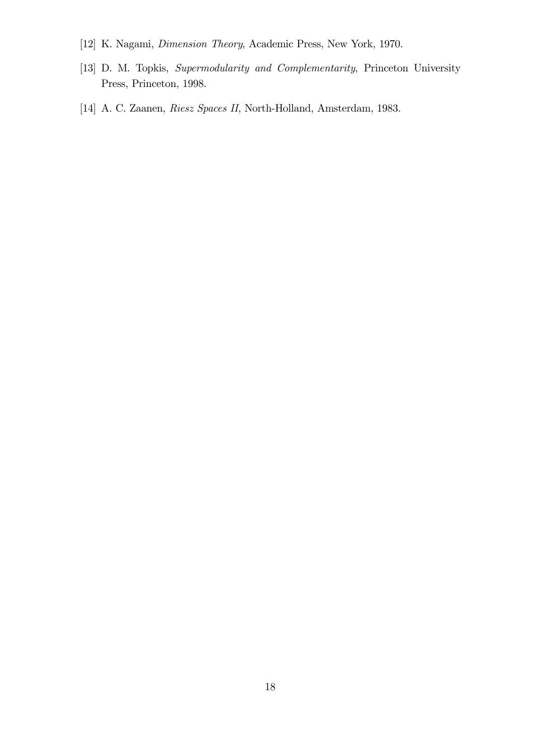[12] K. Nagami, *Dimension Theory*, Academic Press, New York, 1970.

[13] D. M. Topkis, *Supermodularity and Complementarity*, Princeton University Press, Princeton, 1998.

[14] A. C. Zaanen, *Riesz Spaces II*, North-Holland, Amsterdam, 1983.